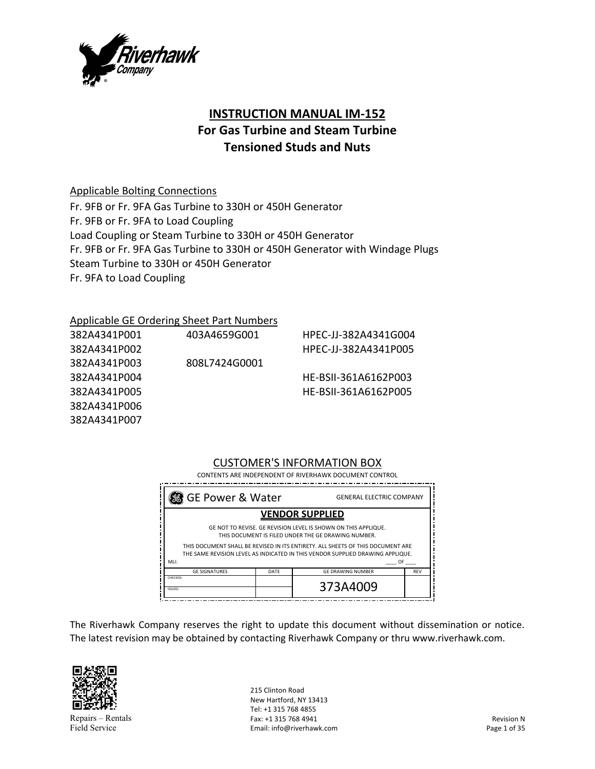# INSTRUCTION MANUAL IM-152
## For Gas Turbine and Steam Turbine Tensioned Studs and Nuts

Applicable Bolting Connections

Fr. 9FB or Fr. 9FA Gas Turbine to 330H or 450H Generator
Fr. 9FB or Fr. 9FA to Load Coupling
Load Coupling or Steam Turbine to 330H or 450H Generator
Fr. 9FB or Fr. 9FA Gas Turbine to 330H or 450H Generator with Windage Plugs
Steam Turbine to 330H or 450H Generator
Fr. 9FA to Load Coupling

Applicable GE Ordering Sheet Part Numbers

| | | |
|---|---|---|
| 382A4341P001 | 403A4659G001 | HPEC-JJ-382A4341G004 |
| 382A4341P002 | | HPEC-JJ-382A4341P005 |
| 382A4341P003 | 808L7424G0001 | |
| 382A4341P004 | | HE-BSII-361A6162P003 |
| 382A4341P005 | | HE-BSII-361A6162P005 |
| 382A4341P006 | | |
| 382A4341P007 | | |

CUSTOMER'S INFORMATION BOX

CONTENTS ARE INDEPENDENT OF RIVERHAWK DOCUMENT CONTROL

GE Power & Water — GENERAL ELECTRIC COMPANY

**VENDOR SUPPLIED**

GE NOT TO REVISE. GE REVISION LEVEL IS SHOWN ON THIS APPLIQUE. THIS DOCUMENT IS FILED UNDER THE GE DRAWING NUMBER.

THIS DOCUMENT SHALL BE REVISED IN ITS ENTIRETY. ALL SHEETS OF THIS DOCUMENT ARE THE SAME REVISION LEVEL AS INDICATED IN THIS VENDOR SUPPLIED DRAWING APPLIQUE.

MLI: ____ OF ____

| GE SIGNATURES | DATE | GE DRAWING NUMBER | REV |
|---|---|---|---|
| CHECKED: | | 373A4009 | |
| ISSUED: | | | |

The Riverhawk Company reserves the right to update this document without dissemination or notice. The latest revision may be obtained by contacting Riverhawk Company or thru www.riverhawk.com.

Repairs – Rentals
Field Service

215 Clinton Road
New Hartford, NY 13413
Tel: +1 315 768 4855
Fax: +1 315 768 4941
Email: info@riverhawk.com

Revision N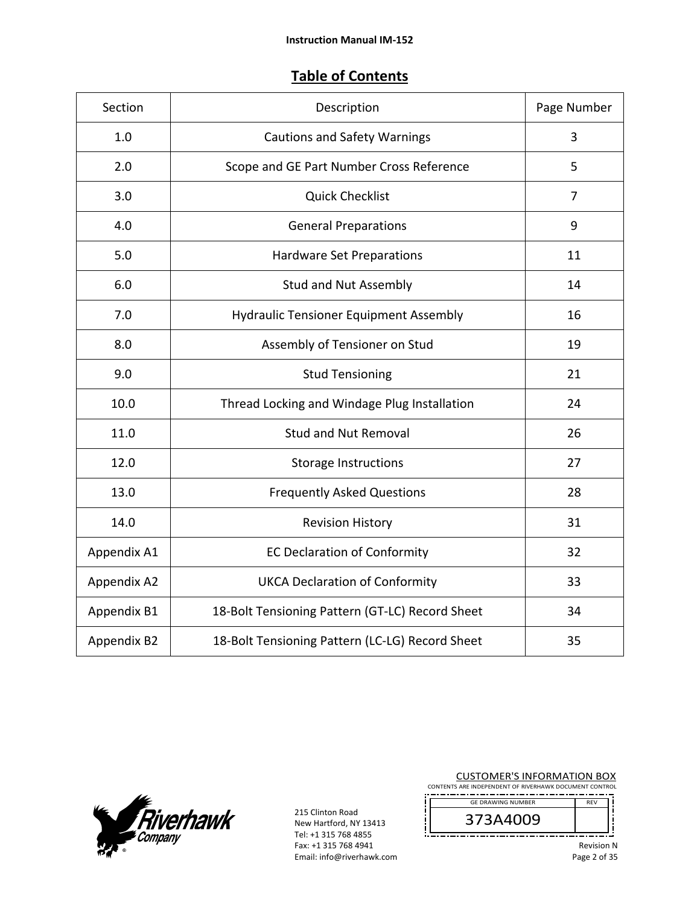## Table of Contents

| Section | Description | Page Number |
|---|---|---|
| 1.0 | Cautions and Safety Warnings | 3 |
| 2.0 | Scope and GE Part Number Cross Reference | 5 |
| 3.0 | Quick Checklist | 7 |
| 4.0 | General Preparations | 9 |
| 5.0 | Hardware Set Preparations | 11 |
| 6.0 | Stud and Nut Assembly | 14 |
| 7.0 | Hydraulic Tensioner Equipment Assembly | 16 |
| 8.0 | Assembly of Tensioner on Stud | 19 |
| 9.0 | Stud Tensioning | 21 |
| 10.0 | Thread Locking and Windage Plug Installation | 24 |
| 11.0 | Stud and Nut Removal | 26 |
| 12.0 | Storage Instructions | 27 |
| 13.0 | Frequently Asked Questions | 28 |
| 14.0 | Revision History | 31 |
| Appendix A1 | EC Declaration of Conformity | 32 |
| Appendix A2 | UKCA Declaration of Conformity | 33 |
| Appendix B1 | 18-Bolt Tensioning Pattern (GT-LC) Record Sheet | 34 |
| Appendix B2 | 18-Bolt Tensioning Pattern (LC-LG) Record Sheet | 35 |

215 Clinton Road
New Hartford, NY 13413
Tel: +1 315 768 4855
Fax: +1 315 768 4941
Email: info@riverhawk.com

CUSTOMER'S INFORMATION BOX
CONTENTS ARE INDEPENDENT OF RIVERHAWK DOCUMENT CONTROL

| GE DRAWING NUMBER | REV |
|---|---|
| 373A4009 | |

Revision N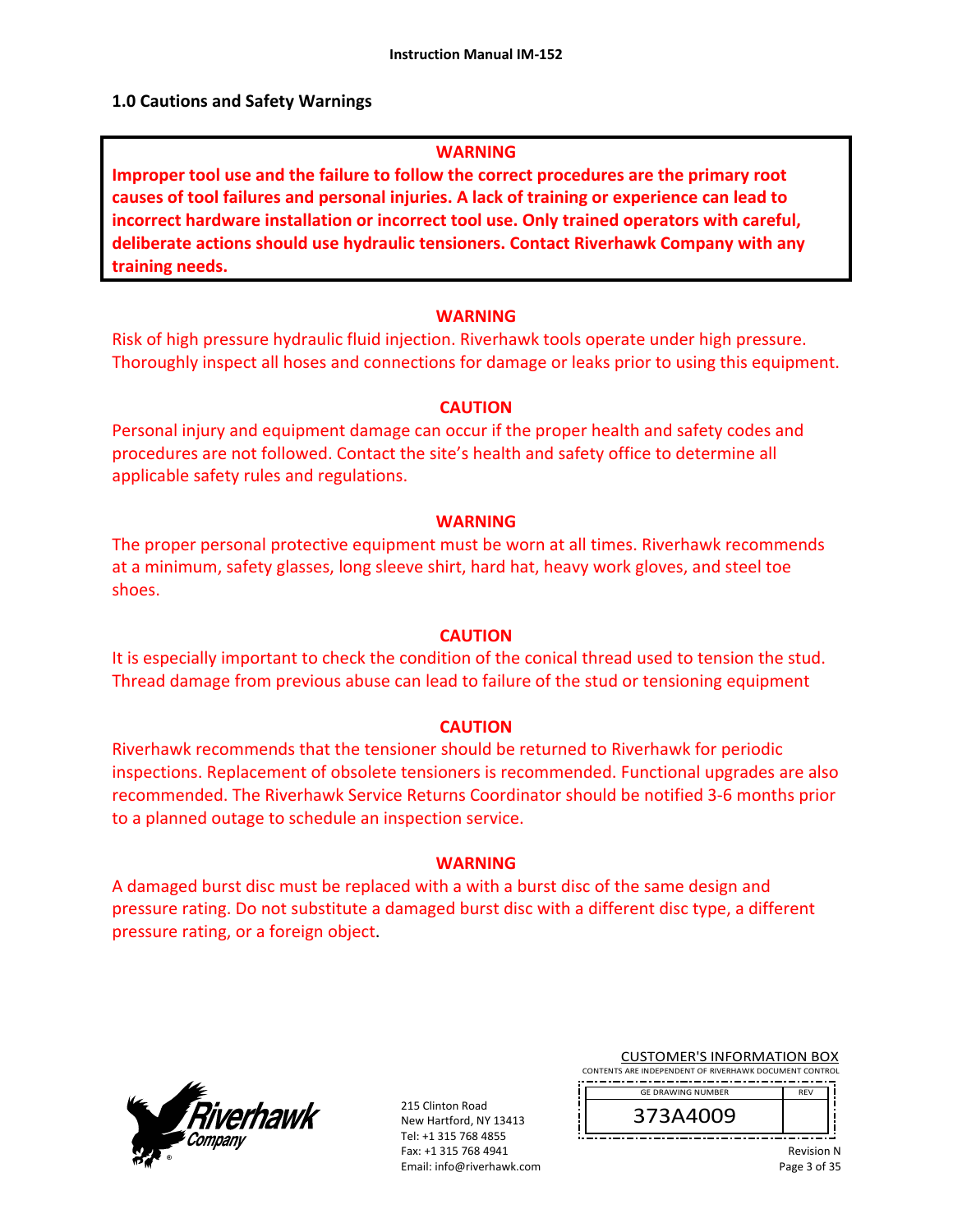## 1.0 Cautions and Safety Warnings

**WARNING**

**Improper tool use and the failure to follow the correct procedures are the primary root causes of tool failures and personal injuries. A lack of training or experience can lead to incorrect hardware installation or incorrect tool use. Only trained operators with careful, deliberate actions should use hydraulic tensioners. Contact Riverhawk Company with any training needs.**

**WARNING**

Risk of high pressure hydraulic fluid injection. Riverhawk tools operate under high pressure. Thoroughly inspect all hoses and connections for damage or leaks prior to using this equipment.

**CAUTION**

Personal injury and equipment damage can occur if the proper health and safety codes and procedures are not followed. Contact the site's health and safety office to determine all applicable safety rules and regulations.

**WARNING**

The proper personal protective equipment must be worn at all times. Riverhawk recommends at a minimum, safety glasses, long sleeve shirt, hard hat, heavy work gloves, and steel toe shoes.

**CAUTION**

It is especially important to check the condition of the conical thread used to tension the stud. Thread damage from previous abuse can lead to failure of the stud or tensioning equipment

**CAUTION**

Riverhawk recommends that the tensioner should be returned to Riverhawk for periodic inspections. Replacement of obsolete tensioners is recommended. Functional upgrades are also recommended. The Riverhawk Service Returns Coordinator should be notified 3-6 months prior to a planned outage to schedule an inspection service.

**WARNING**

A damaged burst disc must be replaced with a with a burst disc of the same design and pressure rating. Do not substitute a damaged burst disc with a different disc type, a different pressure rating, or a foreign object.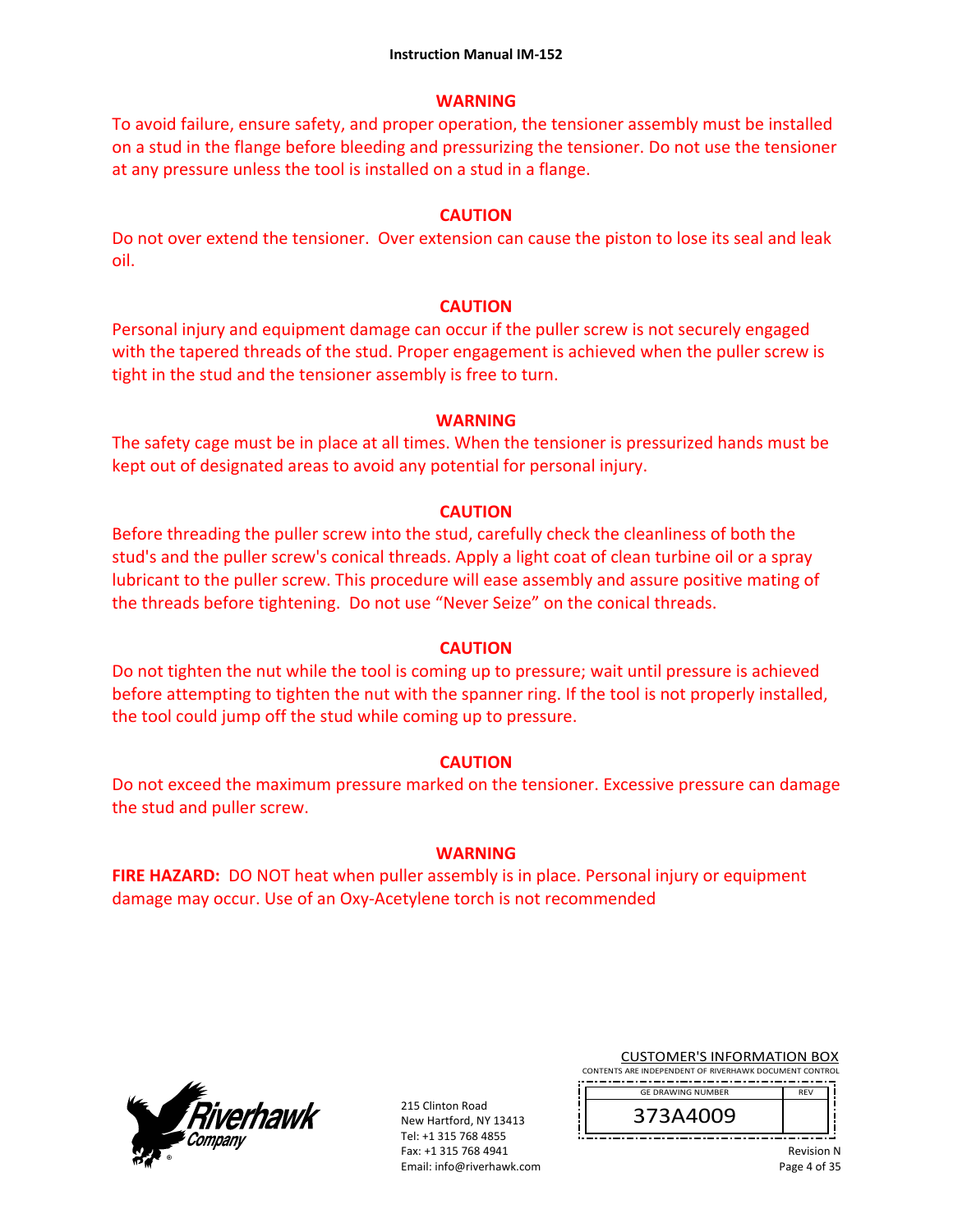## WARNING

To avoid failure, ensure safety, and proper operation, the tensioner assembly must be installed on a stud in the flange before bleeding and pressurizing the tensioner. Do not use the tensioner at any pressure unless the tool is installed on a stud in a flange.

## CAUTION

Do not over extend the tensioner. Over extension can cause the piston to lose its seal and leak oil.

## CAUTION

Personal injury and equipment damage can occur if the puller screw is not securely engaged with the tapered threads of the stud. Proper engagement is achieved when the puller screw is tight in the stud and the tensioner assembly is free to turn.

## WARNING

The safety cage must be in place at all times. When the tensioner is pressurized hands must be kept out of designated areas to avoid any potential for personal injury.

## CAUTION

Before threading the puller screw into the stud, carefully check the cleanliness of both the stud's and the puller screw's conical threads. Apply a light coat of clean turbine oil or a spray lubricant to the puller screw. This procedure will ease assembly and assure positive mating of the threads before tightening. Do not use “Never Seize” on the conical threads.

## CAUTION

Do not tighten the nut while the tool is coming up to pressure; wait until pressure is achieved before attempting to tighten the nut with the spanner ring. If the tool is not properly installed, the tool could jump off the stud while coming up to pressure.

## CAUTION

Do not exceed the maximum pressure marked on the tensioner. Excessive pressure can damage the stud and puller screw.

## WARNING

**FIRE HAZARD:** DO NOT heat when puller assembly is in place. Personal injury or equipment damage may occur. Use of an Oxy-Acetylene torch is not recommended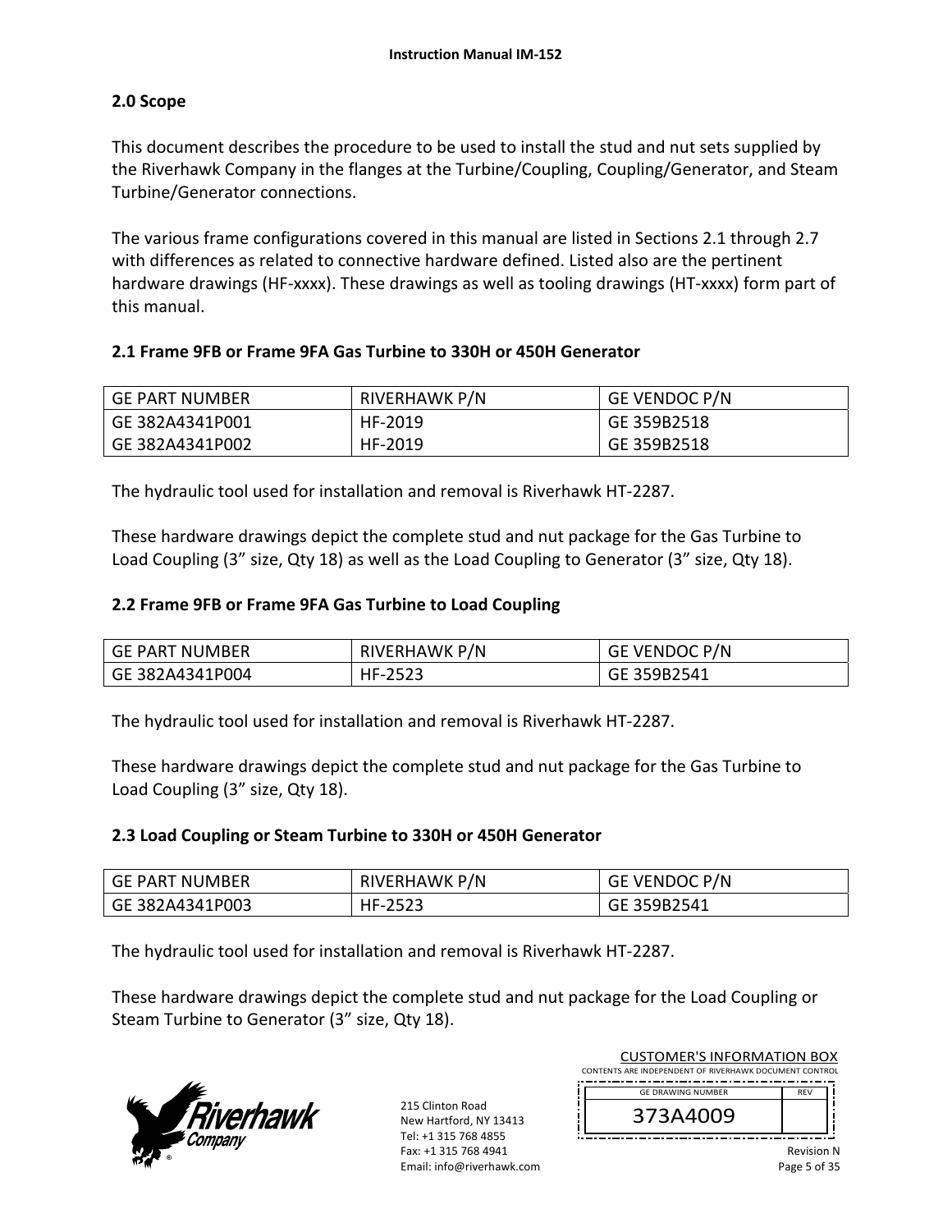## 2.0 Scope

This document describes the procedure to be used to install the stud and nut sets supplied by the Riverhawk Company in the flanges at the Turbine/Coupling, Coupling/Generator, and Steam Turbine/Generator connections.

The various frame configurations covered in this manual are listed in Sections 2.1 through 2.7 with differences as related to connective hardware defined. Listed also are the pertinent hardware drawings (HF-xxxx). These drawings as well as tooling drawings (HT-xxxx) form part of this manual.

### 2.1 Frame 9FB or Frame 9FA Gas Turbine to 330H or 450H Generator

| GE PART NUMBER | RIVERHAWK P/N | GE VENDOC P/N |
|---|---|---|
| GE 382A4341P001<br>GE 382A4341P002 | HF-2019<br>HF-2019 | GE 359B2518<br>GE 359B2518 |

The hydraulic tool used for installation and removal is Riverhawk HT-2287.

These hardware drawings depict the complete stud and nut package for the Gas Turbine to Load Coupling (3” size, Qty 18) as well as the Load Coupling to Generator (3” size, Qty 18).

### 2.2 Frame 9FB or Frame 9FA Gas Turbine to Load Coupling

| GE PART NUMBER | RIVERHAWK P/N | GE VENDOC P/N |
|---|---|---|
| GE 382A4341P004 | HF-2523 | GE 359B2541 |

The hydraulic tool used for installation and removal is Riverhawk HT-2287.

These hardware drawings depict the complete stud and nut package for the Gas Turbine to Load Coupling (3” size, Qty 18).

### 2.3 Load Coupling or Steam Turbine to 330H or 450H Generator

| GE PART NUMBER | RIVERHAWK P/N | GE VENDOC P/N |
|---|---|---|
| GE 382A4341P003 | HF-2523 | GE 359B2541 |

The hydraulic tool used for installation and removal is Riverhawk HT-2287.

These hardware drawings depict the complete stud and nut package for the Load Coupling or Steam Turbine to Generator (3” size, Qty 18).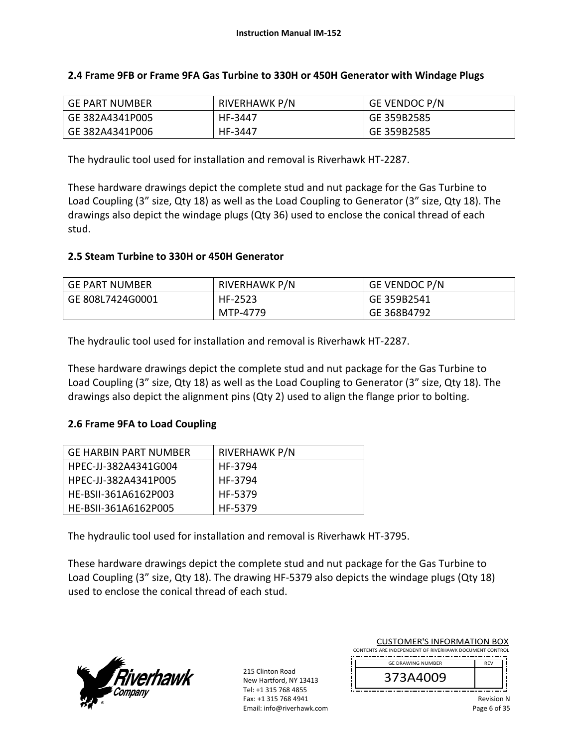## 2.4 Frame 9FB or Frame 9FA Gas Turbine to 330H or 450H Generator with Windage Plugs

| GE PART NUMBER | RIVERHAWK P/N | GE VENDOC P/N |
|---|---|---|
| GE 382A4341P005 | HF-3447 | GE 359B2585 |
| GE 382A4341P006 | HF-3447 | GE 359B2585 |

The hydraulic tool used for installation and removal is Riverhawk HT-2287.

These hardware drawings depict the complete stud and nut package for the Gas Turbine to Load Coupling (3" size, Qty 18) as well as the Load Coupling to Generator (3" size, Qty 18). The drawings also depict the windage plugs (Qty 36) used to enclose the conical thread of each stud.

## 2.5 Steam Turbine to 330H or 450H Generator

| GE PART NUMBER | RIVERHAWK P/N | GE VENDOC P/N |
|---|---|---|
| GE 808L7424G0001 | HF-2523<br>MTP-4779 | GE 359B2541<br>GE 368B4792 |

The hydraulic tool used for installation and removal is Riverhawk HT-2287.

These hardware drawings depict the complete stud and nut package for the Gas Turbine to Load Coupling (3" size, Qty 18) as well as the Load Coupling to Generator (3" size, Qty 18). The drawings also depict the alignment pins (Qty 2) used to align the flange prior to bolting.

## 2.6 Frame 9FA to Load Coupling

| GE HARBIN PART NUMBER | RIVERHAWK P/N |
|---|---|
| HPEC-JJ-382A4341G004 | HF-3794 |
| HPEC-JJ-382A4341P005 | HF-3794 |
| HE-BSII-361A6162P003 | HF-5379 |
| HE-BSII-361A6162P005 | HF-5379 |

The hydraulic tool used for installation and removal is Riverhawk HT-3795.

These hardware drawings depict the complete stud and nut package for the Gas Turbine to Load Coupling (3" size, Qty 18). The drawing HF-5379 also depicts the windage plugs (Qty 18) used to enclose the conical thread of each stud.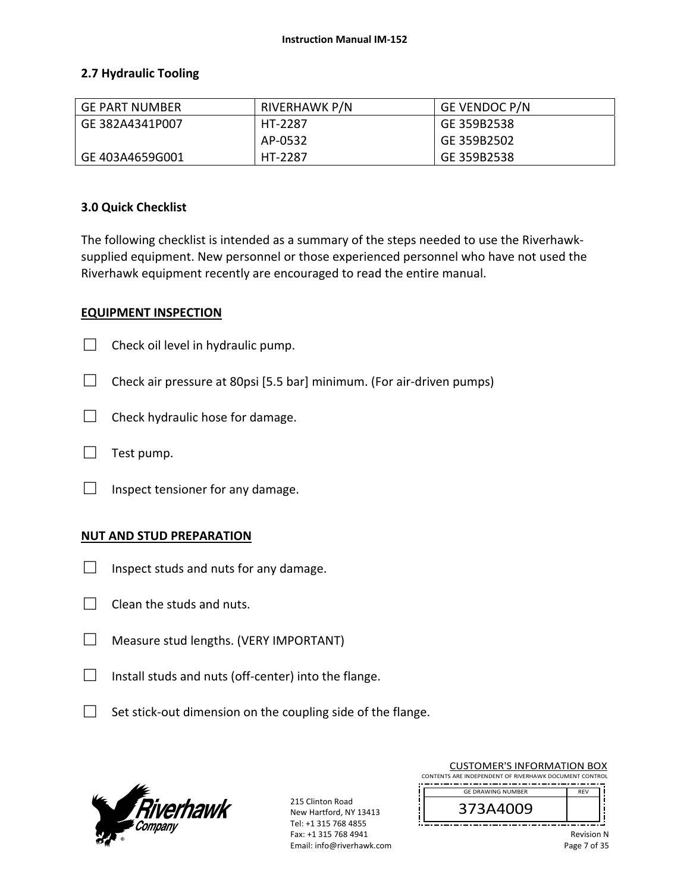## 2.7 Hydraulic Tooling

| GE PART NUMBER | RIVERHAWK P/N | GE VENDOC P/N |
|---|---|---|
| GE 382A4341P007 | HT-2287 | GE 359B2538 |
| | AP-0532 | GE 359B2502 |
| GE 403A4659G001 | HT-2287 | GE 359B2538 |

## 3.0 Quick Checklist

The following checklist is intended as a summary of the steps needed to use the Riverhawk-supplied equipment. New personnel or those experienced personnel who have not used the Riverhawk equipment recently are encouraged to read the entire manual.

**EQUIPMENT INSPECTION**

- ☐ Check oil level in hydraulic pump.
- ☐ Check air pressure at 80psi [5.5 bar] minimum. (For air-driven pumps)
- ☐ Check hydraulic hose for damage.
- ☐ Test pump.
- ☐ Inspect tensioner for any damage.

**NUT AND STUD PREPARATION**

- ☐ Inspect studs and nuts for any damage.
- ☐ Clean the studs and nuts.
- ☐ Measure stud lengths. (VERY IMPORTANT)
- ☐ Install studs and nuts (off-center) into the flange.
- ☐ Set stick-out dimension on the coupling side of the flange.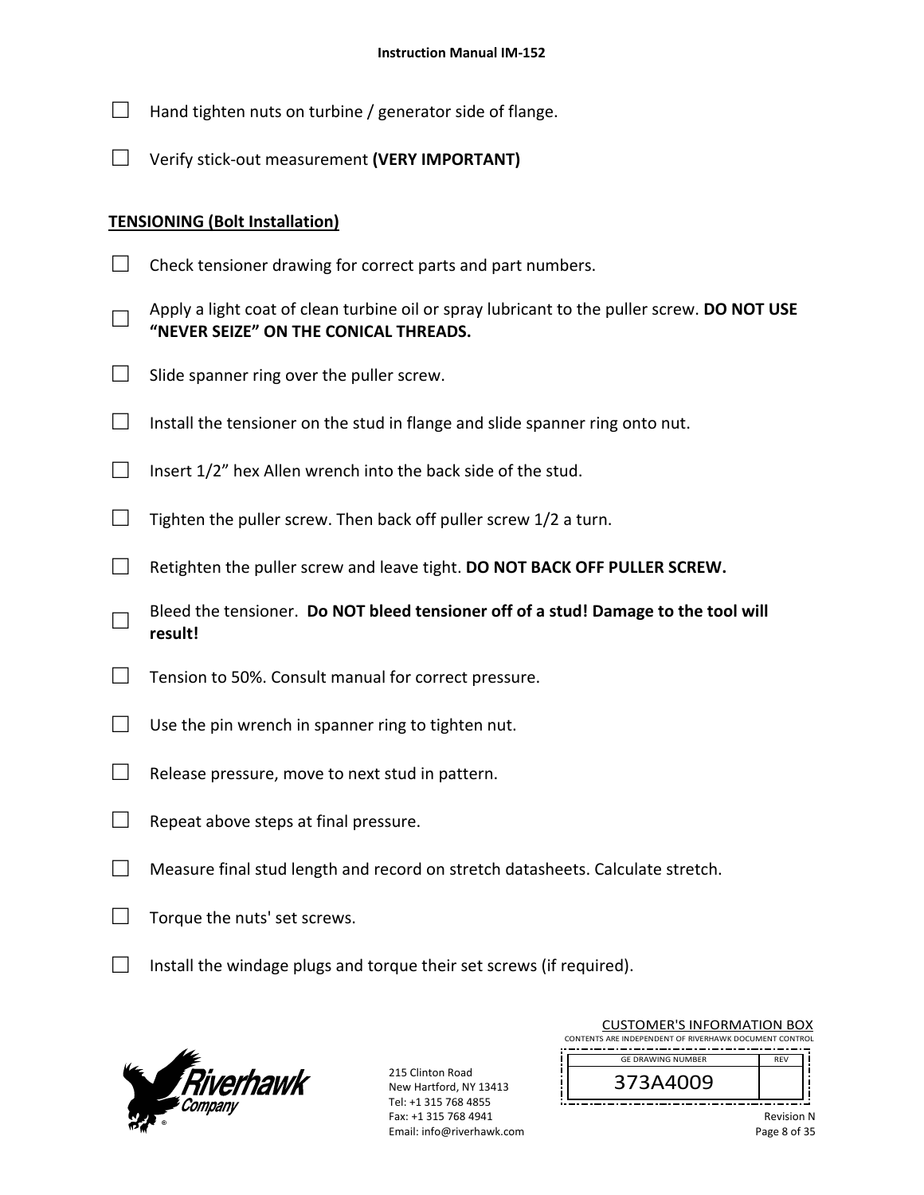☐ Hand tighten nuts on turbine / generator side of flange.

☐ Verify stick-out measurement **(VERY IMPORTANT)**

**TENSIONING (Bolt Installation)**

☐ Check tensioner drawing for correct parts and part numbers.

☐ Apply a light coat of clean turbine oil or spray lubricant to the puller screw. **DO NOT USE "NEVER SEIZE" ON THE CONICAL THREADS.**

☐ Slide spanner ring over the puller screw.

☐ Install the tensioner on the stud in flange and slide spanner ring onto nut.

☐ Insert 1/2" hex Allen wrench into the back side of the stud.

☐ Tighten the puller screw. Then back off puller screw 1/2 a turn.

☐ Retighten the puller screw and leave tight. **DO NOT BACK OFF PULLER SCREW.**

☐ Bleed the tensioner. **Do NOT bleed tensioner off of a stud! Damage to the tool will result!**

☐ Tension to 50%. Consult manual for correct pressure.

☐ Use the pin wrench in spanner ring to tighten nut.

☐ Release pressure, move to next stud in pattern.

☐ Repeat above steps at final pressure.

☐ Measure final stud length and record on stretch datasheets. Calculate stretch.

☐ Torque the nuts' set screws.

☐ Install the windage plugs and torque their set screws (if required).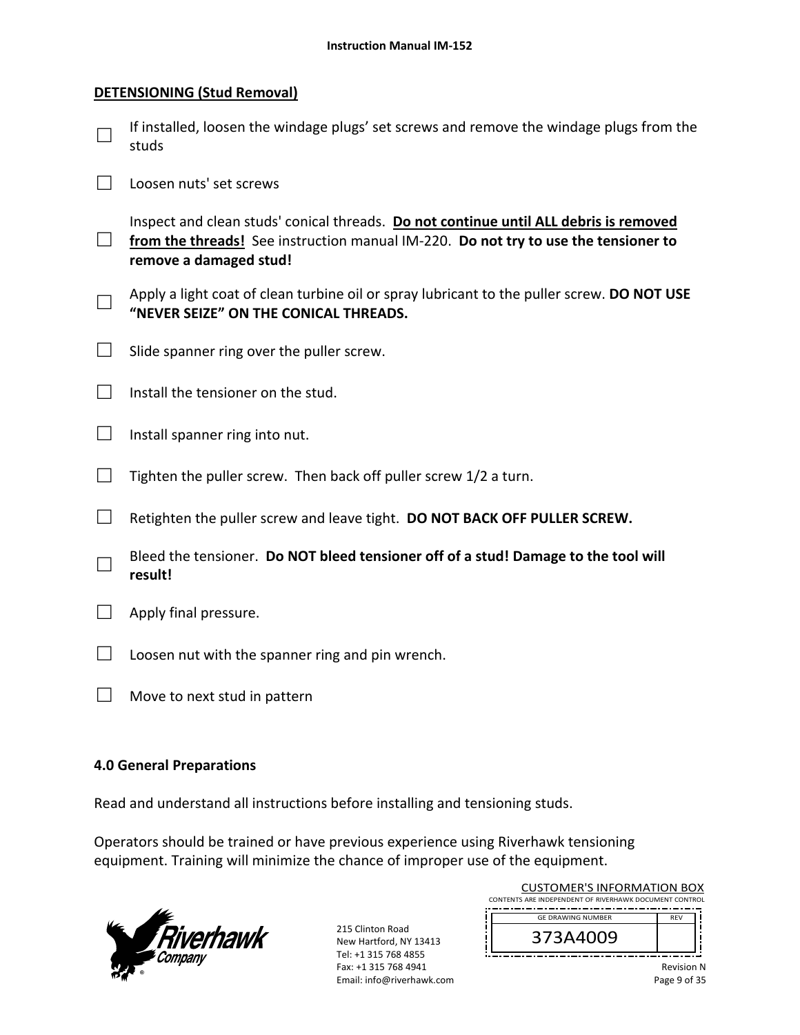## **DETENSIONING (Stud Removal)**

- ☐ If installed, loosen the windage plugs' set screws and remove the windage plugs from the studs
- ☐ Loosen nuts' set screws
- ☐ Inspect and clean studs' conical threads. **Do not continue until ALL debris is removed from the threads!** See instruction manual IM-220. **Do not try to use the tensioner to remove a damaged stud!**
- ☐ Apply a light coat of clean turbine oil or spray lubricant to the puller screw. **DO NOT USE "NEVER SEIZE" ON THE CONICAL THREADS.**
- ☐ Slide spanner ring over the puller screw.
- ☐ Install the tensioner on the stud.
- ☐ Install spanner ring into nut.
- ☐ Tighten the puller screw. Then back off puller screw 1/2 a turn.
- ☐ Retighten the puller screw and leave tight. **DO NOT BACK OFF PULLER SCREW.**
- ☐ Bleed the tensioner. **Do NOT bleed tensioner off of a stud! Damage to the tool will result!**
- ☐ Apply final pressure.
- ☐ Loosen nut with the spanner ring and pin wrench.
- ☐ Move to next stud in pattern

## **4.0 General Preparations**

Read and understand all instructions before installing and tensioning studs.

Operators should be trained or have previous experience using Riverhawk tensioning equipment. Training will minimize the chance of improper use of the equipment.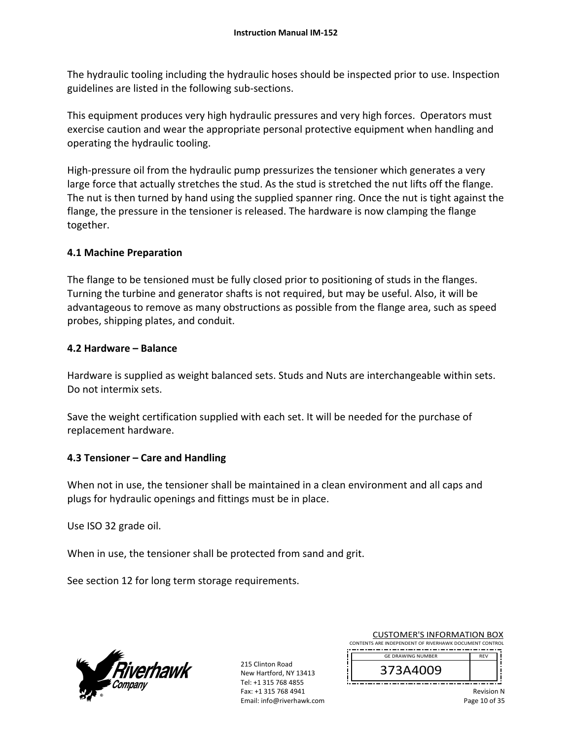The hydraulic tooling including the hydraulic hoses should be inspected prior to use. Inspection guidelines are listed in the following sub-sections.

This equipment produces very high hydraulic pressures and very high forces. Operators must exercise caution and wear the appropriate personal protective equipment when handling and operating the hydraulic tooling.

High-pressure oil from the hydraulic pump pressurizes the tensioner which generates a very large force that actually stretches the stud. As the stud is stretched the nut lifts off the flange. The nut is then turned by hand using the supplied spanner ring. Once the nut is tight against the flange, the pressure in the tensioner is released. The hardware is now clamping the flange together.

## 4.1 Machine Preparation

The flange to be tensioned must be fully closed prior to positioning of studs in the flanges. Turning the turbine and generator shafts is not required, but may be useful. Also, it will be advantageous to remove as many obstructions as possible from the flange area, such as speed probes, shipping plates, and conduit.

## 4.2 Hardware – Balance

Hardware is supplied as weight balanced sets. Studs and Nuts are interchangeable within sets. Do not intermix sets.

Save the weight certification supplied with each set. It will be needed for the purchase of replacement hardware.

## 4.3 Tensioner – Care and Handling

When not in use, the tensioner shall be maintained in a clean environment and all caps and plugs for hydraulic openings and fittings must be in place.

Use ISO 32 grade oil.

When in use, the tensioner shall be protected from sand and grit.

See section 12 for long term storage requirements.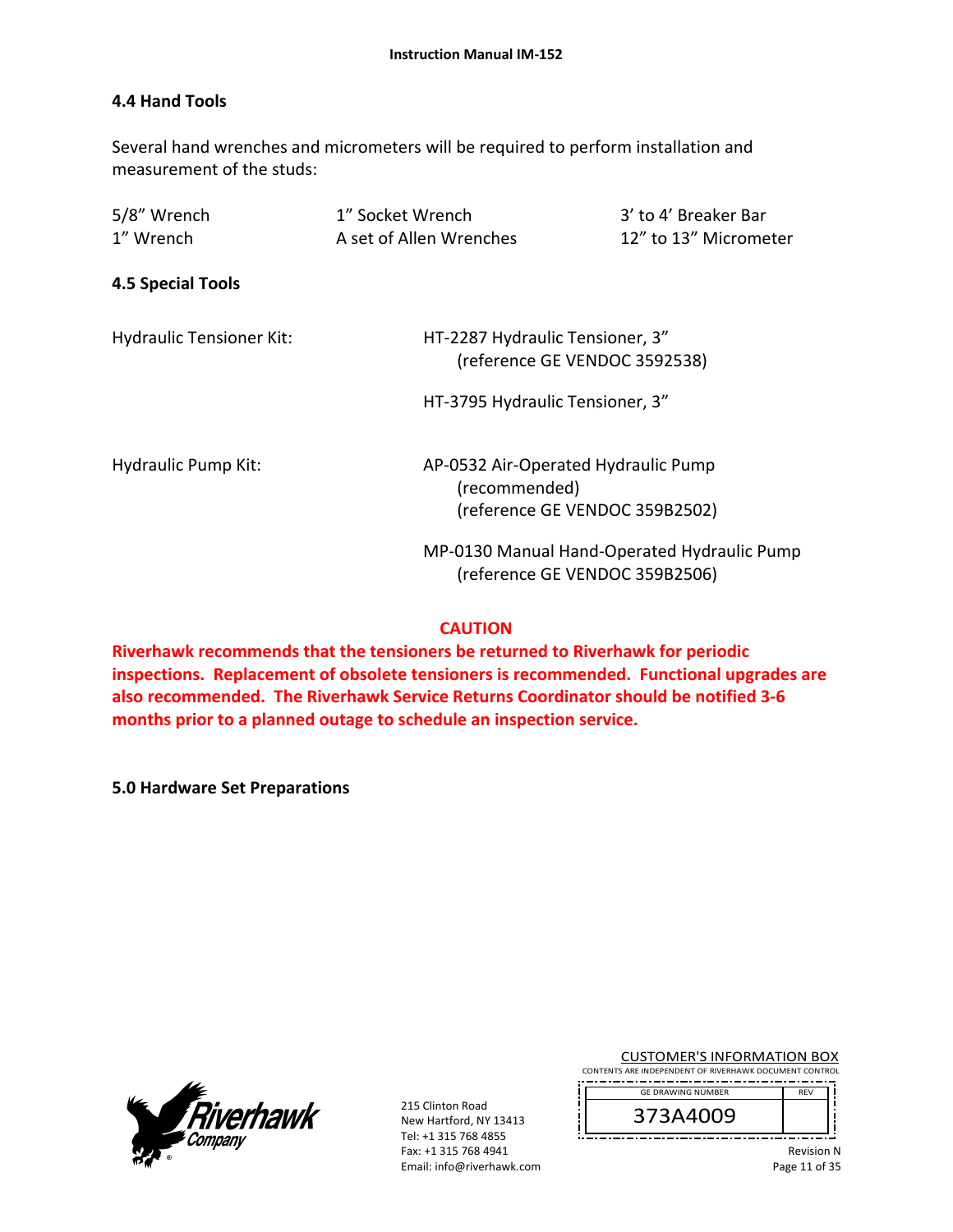## 4.4 Hand Tools

Several hand wrenches and micrometers will be required to perform installation and measurement of the studs:

| | | |
|---|---|---|
| 5/8” Wrench | 1” Socket Wrench | 3’ to 4’ Breaker Bar |
| 1” Wrench | A set of Allen Wrenches | 12” to 13” Micrometer |

## 4.5 Special Tools

Hydraulic Tensioner Kit:

- HT-2287 Hydraulic Tensioner, 3” (reference GE VENDOC 3592538)
- HT-3795 Hydraulic Tensioner, 3”

Hydraulic Pump Kit:

- AP-0532 Air-Operated Hydraulic Pump (recommended) (reference GE VENDOC 359B2502)
- MP-0130 Manual Hand-Operated Hydraulic Pump (reference GE VENDOC 359B2506)

**CAUTION**

**Riverhawk recommends that the tensioners be returned to Riverhawk for periodic inspections. Replacement of obsolete tensioners is recommended. Functional upgrades are also recommended. The Riverhawk Service Returns Coordinator should be notified 3-6 months prior to a planned outage to schedule an inspection service.**

## 5.0 Hardware Set Preparations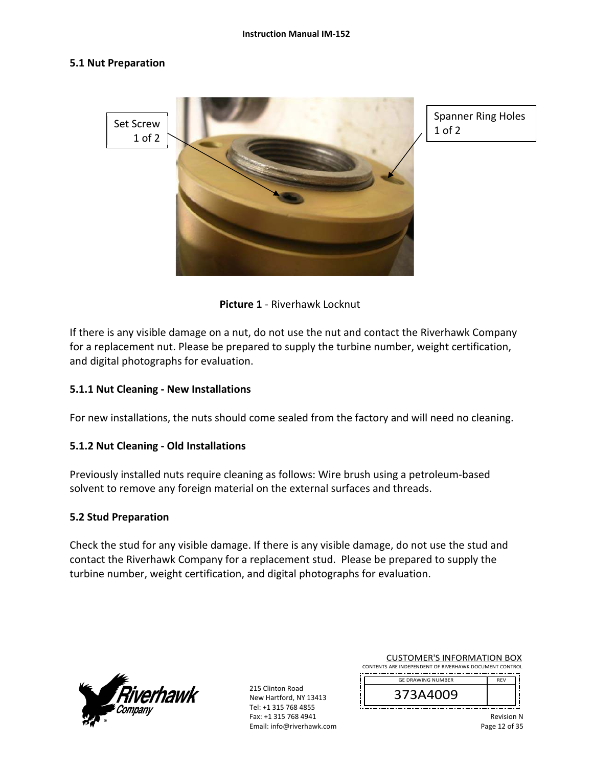## 5.1 Nut Preparation

Set Screw 1 of 2

Spanner Ring Holes 1 of 2

**Picture 1** - Riverhawk Locknut

If there is any visible damage on a nut, do not use the nut and contact the Riverhawk Company for a replacement nut. Please be prepared to supply the turbine number, weight certification, and digital photographs for evaluation.

### 5.1.1 Nut Cleaning - New Installations

For new installations, the nuts should come sealed from the factory and will need no cleaning.

### 5.1.2 Nut Cleaning - Old Installations

Previously installed nuts require cleaning as follows: Wire brush using a petroleum-based solvent to remove any foreign material on the external surfaces and threads.

## 5.2 Stud Preparation

Check the stud for any visible damage. If there is any visible damage, do not use the stud and contact the Riverhawk Company for a replacement stud. Please be prepared to supply the turbine number, weight certification, and digital photographs for evaluation.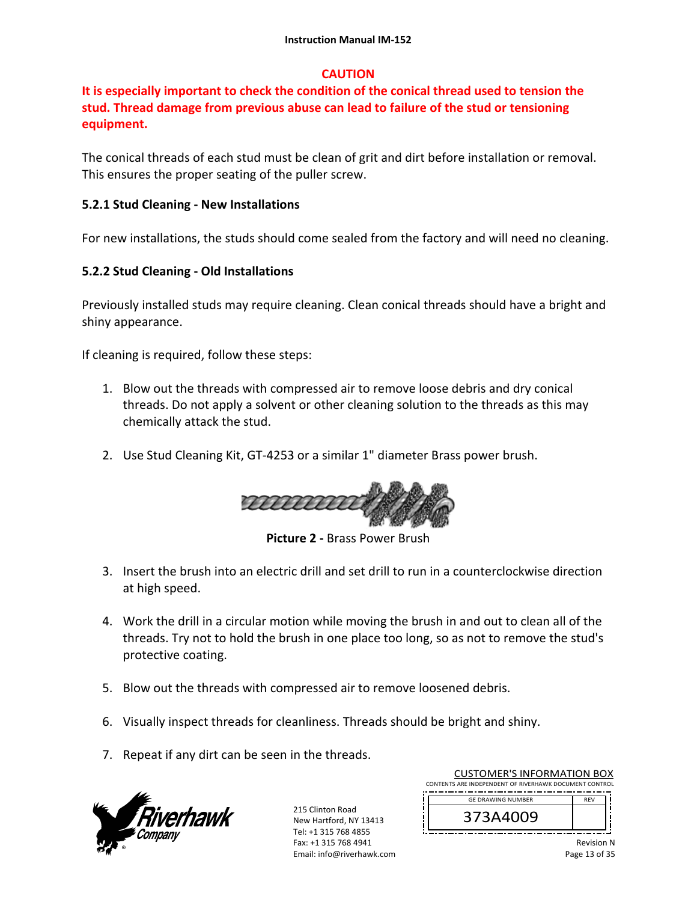**CAUTION**

**It is especially important to check the condition of the conical thread used to tension the stud. Thread damage from previous abuse can lead to failure of the stud or tensioning equipment.**

The conical threads of each stud must be clean of grit and dirt before installation or removal. This ensures the proper seating of the puller screw.

### 5.2.1 Stud Cleaning - New Installations

For new installations, the studs should come sealed from the factory and will need no cleaning.

### 5.2.2 Stud Cleaning - Old Installations

Previously installed studs may require cleaning. Clean conical threads should have a bright and shiny appearance.

If cleaning is required, follow these steps:

1. Blow out the threads with compressed air to remove loose debris and dry conical threads. Do not apply a solvent or other cleaning solution to the threads as this may chemically attack the stud.

2. Use Stud Cleaning Kit, GT-4253 or a similar 1" diameter Brass power brush.

**Picture 2 -** Brass Power Brush

3. Insert the brush into an electric drill and set drill to run in a counterclockwise direction at high speed.

4. Work the drill in a circular motion while moving the brush in and out to clean all of the threads. Try not to hold the brush in one place too long, so as not to remove the stud's protective coating.

5. Blow out the threads with compressed air to remove loosened debris.

6. Visually inspect threads for cleanliness. Threads should be bright and shiny.

7. Repeat if any dirt can be seen in the threads.

215 Clinton Road
New Hartford, NY 13413
Tel: +1 315 768 4855
Fax: +1 315 768 4941
Email: info@riverhawk.com

CUSTOMER'S INFORMATION BOX
CONTENTS ARE INDEPENDENT OF RIVERHAWK DOCUMENT CONTROL

| GE DRAWING NUMBER | REV |
| --- | --- |
| 373A4009 | |

Revision N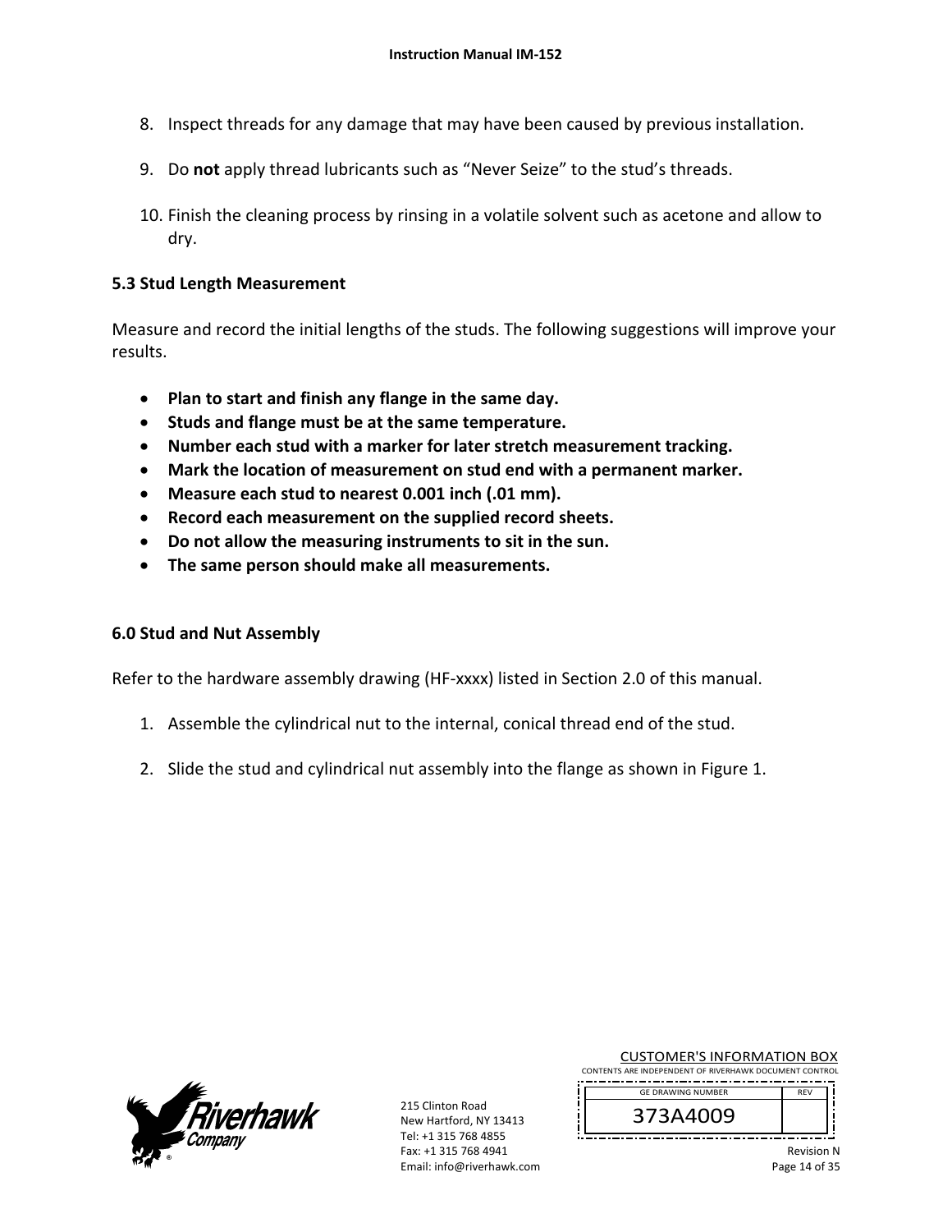8. Inspect threads for any damage that may have been caused by previous installation.

9. Do **not** apply thread lubricants such as "Never Seize" to the stud's threads.

10. Finish the cleaning process by rinsing in a volatile solvent such as acetone and allow to dry.

**5.3 Stud Length Measurement**

Measure and record the initial lengths of the studs. The following suggestions will improve your results.

- **Plan to start and finish any flange in the same day.**
- **Studs and flange must be at the same temperature.**
- **Number each stud with a marker for later stretch measurement tracking.**
- **Mark the location of measurement on stud end with a permanent marker.**
- **Measure each stud to nearest 0.001 inch (.01 mm).**
- **Record each measurement on the supplied record sheets.**
- **Do not allow the measuring instruments to sit in the sun.**
- **The same person should make all measurements.**

**6.0 Stud and Nut Assembly**

Refer to the hardware assembly drawing (HF-xxxx) listed in Section 2.0 of this manual.

1. Assemble the cylindrical nut to the internal, conical thread end of the stud.

2. Slide the stud and cylindrical nut assembly into the flange as shown in Figure 1.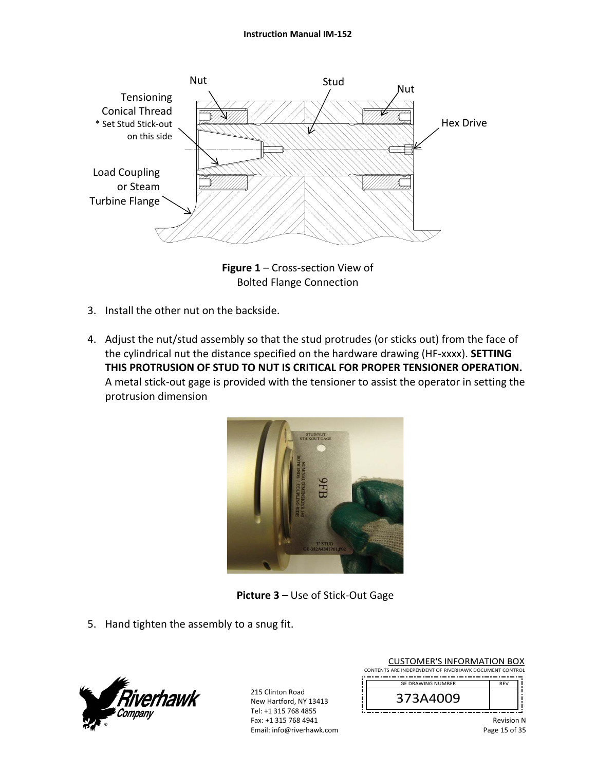Nut

Stud

Nut

Tensioning Conical Thread

* Set Stud Stick-out on this side

Hex Drive

Load Coupling or Steam Turbine Flange

**Figure 1** – Cross-section View of Bolted Flange Connection

3. Install the other nut on the backside.

4. Adjust the nut/stud assembly so that the stud protrudes (or sticks out) from the face of the cylindrical nut the distance specified on the hardware drawing (HF-xxxx). **SETTING THIS PROTRUSION OF STUD TO NUT IS CRITICAL FOR PROPER TENSIONER OPERATION.** A metal stick-out gage is provided with the tensioner to assist the operator in setting the protrusion dimension

**Picture 3** – Use of Stick-Out Gage

5. Hand tighten the assembly to a snug fit.

215 Clinton Road
New Hartford, NY 13413
Tel: +1 315 768 4855
Fax: +1 315 768 4941
Email: info@riverhawk.com

CUSTOMER'S INFORMATION BOX
CONTENTS ARE INDEPENDENT OF RIVERHAWK DOCUMENT CONTROL

| GE DRAWING NUMBER | REV |
|---|---|
| 373A4009 | |

Revision N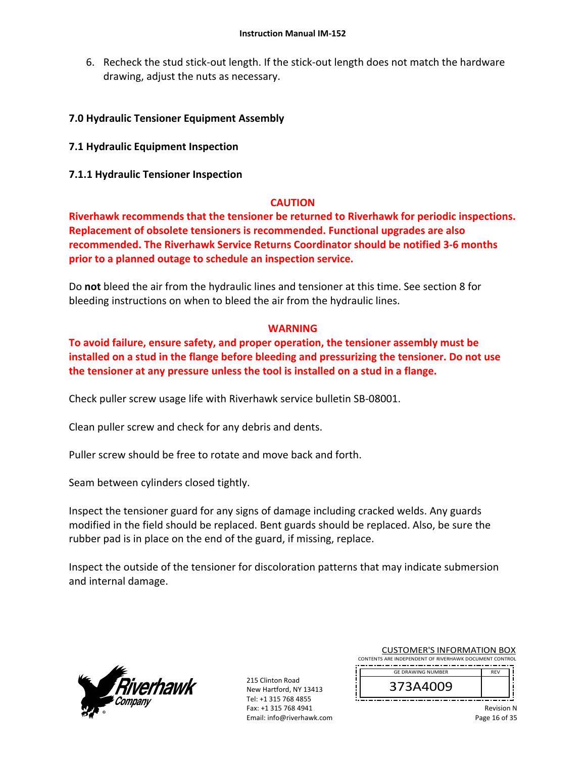6. Recheck the stud stick-out length. If the stick-out length does not match the hardware drawing, adjust the nuts as necessary.

## 7.0 Hydraulic Tensioner Equipment Assembly

### 7.1 Hydraulic Equipment Inspection

#### 7.1.1 Hydraulic Tensioner Inspection

**CAUTION**

**Riverhawk recommends that the tensioner be returned to Riverhawk for periodic inspections. Replacement of obsolete tensioners is recommended. Functional upgrades are also recommended. The Riverhawk Service Returns Coordinator should be notified 3-6 months prior to a planned outage to schedule an inspection service.**

Do **not** bleed the air from the hydraulic lines and tensioner at this time. See section 8 for bleeding instructions on when to bleed the air from the hydraulic lines.

**WARNING**

**To avoid failure, ensure safety, and proper operation, the tensioner assembly must be installed on a stud in the flange before bleeding and pressurizing the tensioner. Do not use the tensioner at any pressure unless the tool is installed on a stud in a flange.**

Check puller screw usage life with Riverhawk service bulletin SB-08001.

Clean puller screw and check for any debris and dents.

Puller screw should be free to rotate and move back and forth.

Seam between cylinders closed tightly.

Inspect the tensioner guard for any signs of damage including cracked welds. Any guards modified in the field should be replaced. Bent guards should be replaced. Also, be sure the rubber pad is in place on the end of the guard, if missing, replace.

Inspect the outside of the tensioner for discoloration patterns that may indicate submersion and internal damage.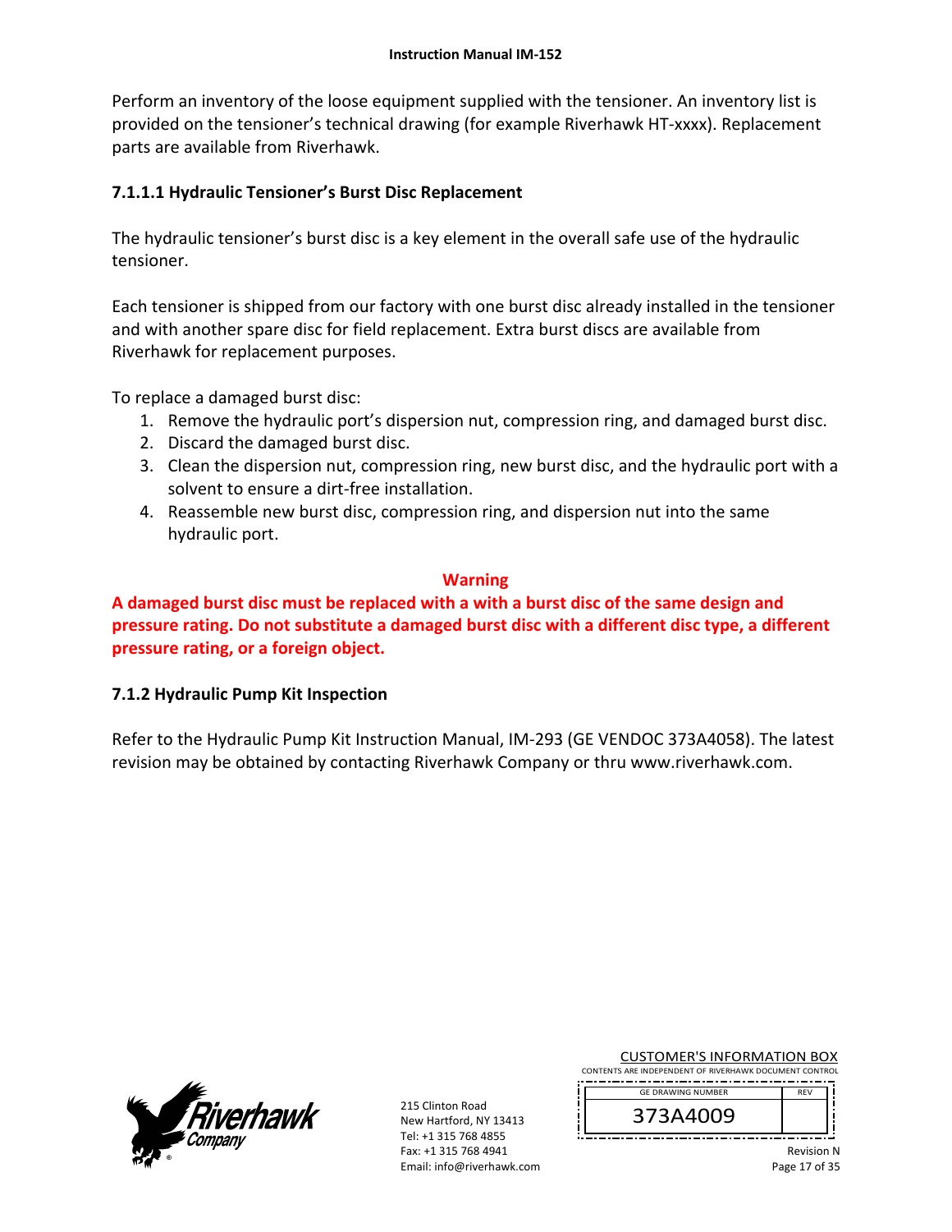Perform an inventory of the loose equipment supplied with the tensioner. An inventory list is provided on the tensioner's technical drawing (for example Riverhawk HT-xxxx). Replacement parts are available from Riverhawk.

#### 7.1.1.1 Hydraulic Tensioner's Burst Disc Replacement

The hydraulic tensioner's burst disc is a key element in the overall safe use of the hydraulic tensioner.

Each tensioner is shipped from our factory with one burst disc already installed in the tensioner and with another spare disc for field replacement. Extra burst discs are available from Riverhawk for replacement purposes.

To replace a damaged burst disc:

1. Remove the hydraulic port's dispersion nut, compression ring, and damaged burst disc.
2. Discard the damaged burst disc.
3. Clean the dispersion nut, compression ring, new burst disc, and the hydraulic port with a solvent to ensure a dirt-free installation.
4. Reassemble new burst disc, compression ring, and dispersion nut into the same hydraulic port.

**Warning**

**A damaged burst disc must be replaced with a with a burst disc of the same design and pressure rating. Do not substitute a damaged burst disc with a different disc type, a different pressure rating, or a foreign object.**

### 7.1.2 Hydraulic Pump Kit Inspection

Refer to the Hydraulic Pump Kit Instruction Manual, IM-293 (GE VENDOC 373A4058). The latest revision may be obtained by contacting Riverhawk Company or thru www.riverhawk.com.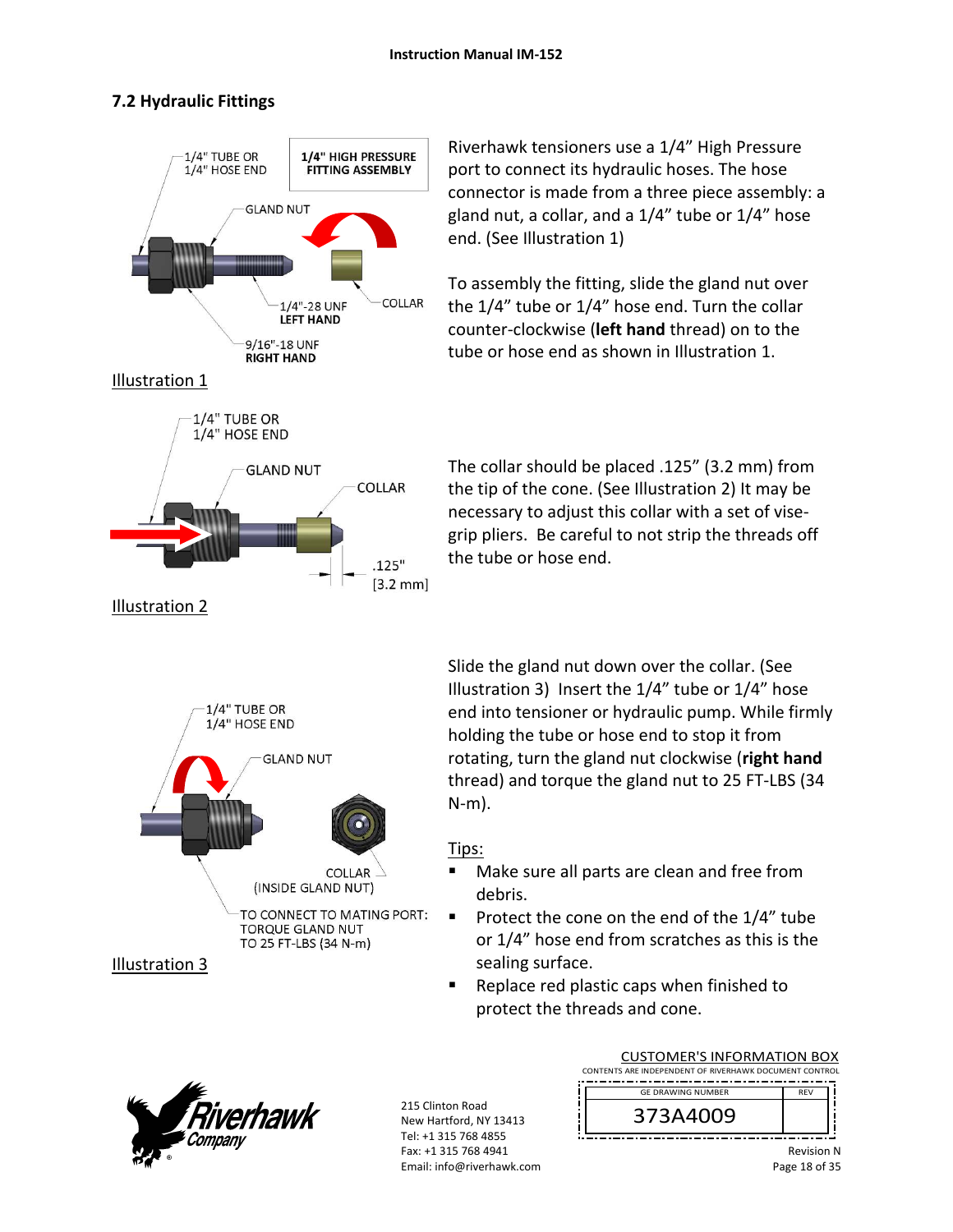## 7.2 Hydraulic Fittings

1/4" TUBE OR
1/4" HOSE END

**1/4" HIGH PRESSURE FITTING ASSEMBLY**

GLAND NUT

1/4"-28 UNF
**LEFT HAND**

COLLAR

9/16"-18 UNF
**RIGHT HAND**

Illustration 1

Riverhawk tensioners use a 1/4" High Pressure port to connect its hydraulic hoses. The hose connector is made from a three piece assembly: a gland nut, a collar, and a 1/4" tube or 1/4" hose end. (See Illustration 1)

To assembly the fitting, slide the gland nut over the 1/4" tube or 1/4" hose end. Turn the collar counter-clockwise (**left hand** thread) on to the tube or hose end as shown in Illustration 1.

1/4" TUBE OR
1/4" HOSE END

GLAND NUT

COLLAR

.125"
[3.2 mm]

Illustration 2

The collar should be placed .125" (3.2 mm) from the tip of the cone. (See Illustration 2) It may be necessary to adjust this collar with a set of vise-grip pliers. Be careful to not strip the threads off the tube or hose end.

1/4" TUBE OR
1/4" HOSE END

GLAND NUT

COLLAR
(INSIDE GLAND NUT)

TO CONNECT TO MATING PORT:
TORQUE GLAND NUT
TO 25 FT-LBS (34 N-m)

Illustration 3

Slide the gland nut down over the collar. (See Illustration 3) Insert the 1/4" tube or 1/4" hose end into tensioner or hydraulic pump. While firmly holding the tube or hose end to stop it from rotating, turn the gland nut clockwise (**right hand** thread) and torque the gland nut to 25 FT-LBS (34 N-m).

Tips:

- Make sure all parts are clean and free from debris.
- Protect the cone on the end of the 1/4" tube or 1/4" hose end from scratches as this is the sealing surface.
- Replace red plastic caps when finished to protect the threads and cone.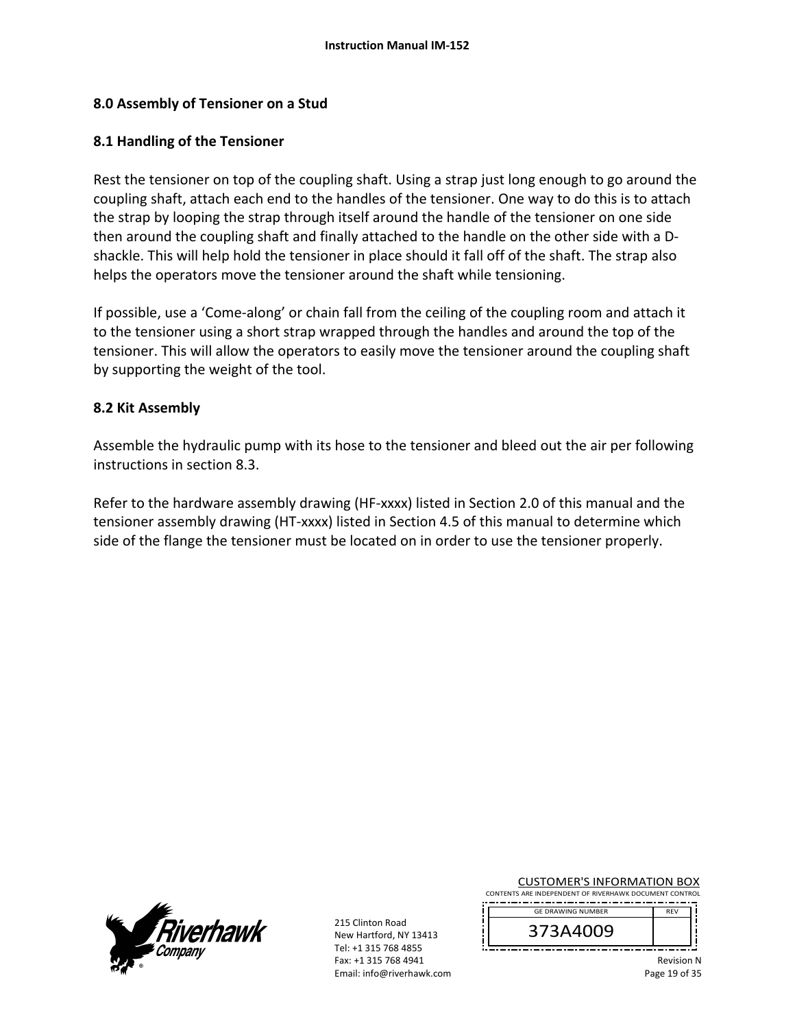## 8.0 Assembly of Tensioner on a Stud

### 8.1 Handling of the Tensioner

Rest the tensioner on top of the coupling shaft. Using a strap just long enough to go around the coupling shaft, attach each end to the handles of the tensioner. One way to do this is to attach the strap by looping the strap through itself around the handle of the tensioner on one side then around the coupling shaft and finally attached to the handle on the other side with a D-shackle. This will help hold the tensioner in place should it fall off of the shaft. The strap also helps the operators move the tensioner around the shaft while tensioning.

If possible, use a 'Come-along' or chain fall from the ceiling of the coupling room and attach it to the tensioner using a short strap wrapped through the handles and around the top of the tensioner. This will allow the operators to easily move the tensioner around the coupling shaft by supporting the weight of the tool.

### 8.2 Kit Assembly

Assemble the hydraulic pump with its hose to the tensioner and bleed out the air per following instructions in section 8.3.

Refer to the hardware assembly drawing (HF-xxxx) listed in Section 2.0 of this manual and the tensioner assembly drawing (HT-xxxx) listed in Section 4.5 of this manual to determine which side of the flange the tensioner must be located on in order to use the tensioner properly.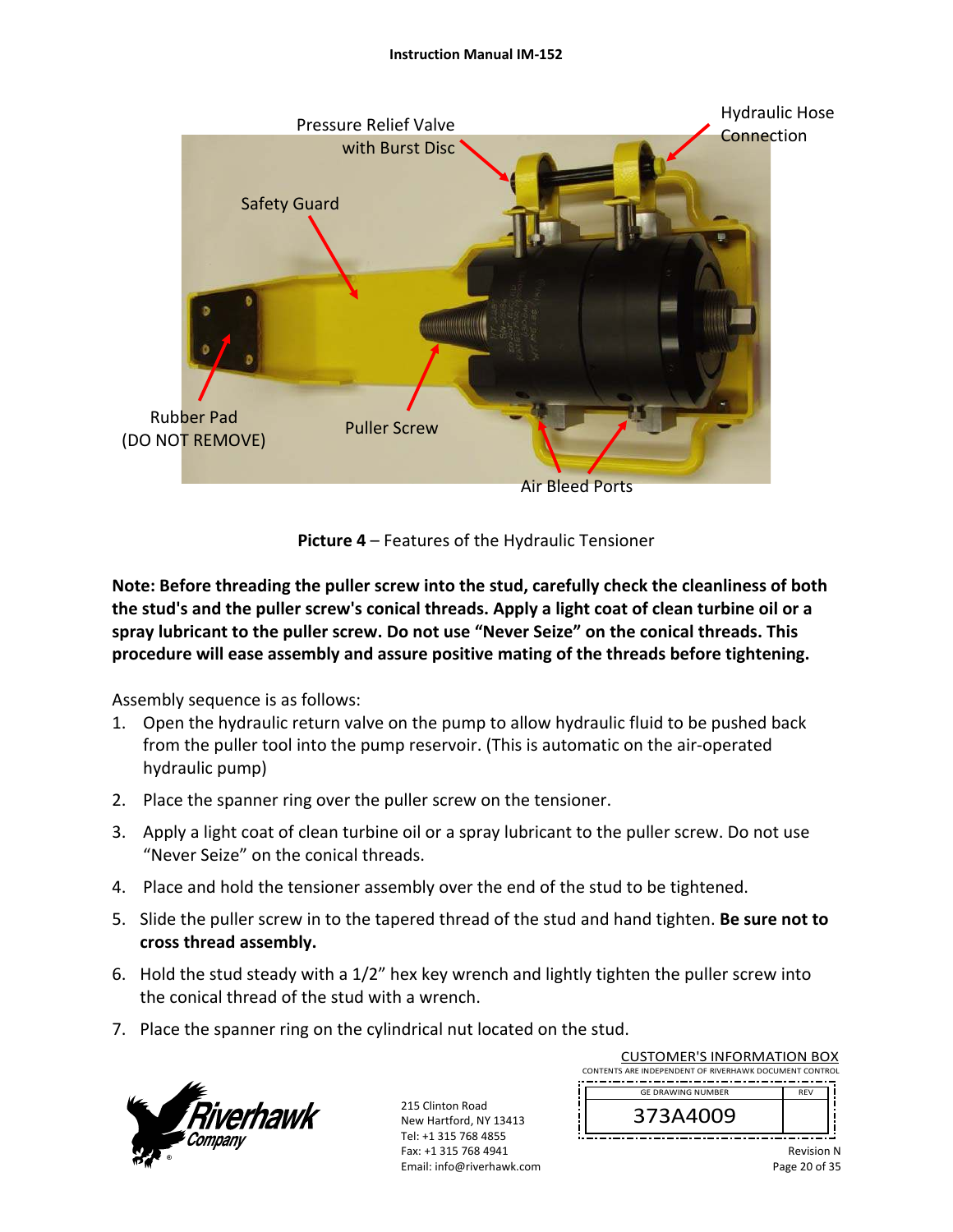Pressure Relief Valve with Burst Disc

Hydraulic Hose Connection

Safety Guard

Rubber Pad (DO NOT REMOVE)

Puller Screw

Air Bleed Ports

**Picture 4** – Features of the Hydraulic Tensioner

**Note: Before threading the puller screw into the stud, carefully check the cleanliness of both the stud's and the puller screw's conical threads. Apply a light coat of clean turbine oil or a spray lubricant to the puller screw. Do not use "Never Seize" on the conical threads. This procedure will ease assembly and assure positive mating of the threads before tightening.**

Assembly sequence is as follows:

1. Open the hydraulic return valve on the pump to allow hydraulic fluid to be pushed back from the puller tool into the pump reservoir. (This is automatic on the air-operated hydraulic pump)
2. Place the spanner ring over the puller screw on the tensioner.
3. Apply a light coat of clean turbine oil or a spray lubricant to the puller screw. Do not use "Never Seize" on the conical threads.
4. Place and hold the tensioner assembly over the end of the stud to be tightened.
5. Slide the puller screw in to the tapered thread of the stud and hand tighten. **Be sure not to cross thread assembly.**
6. Hold the stud steady with a 1/2" hex key wrench and lightly tighten the puller screw into the conical thread of the stud with a wrench.
7. Place the spanner ring on the cylindrical nut located on the stud.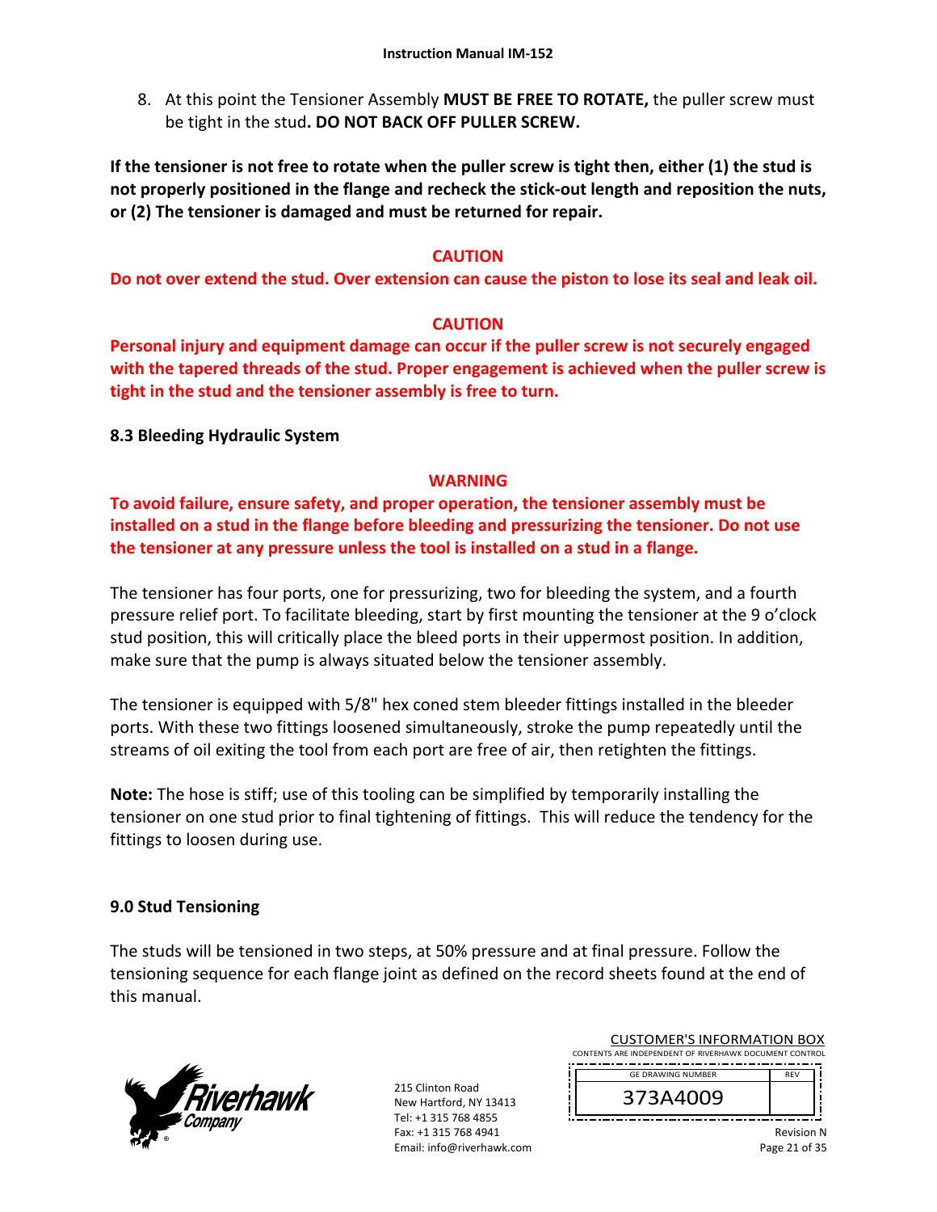8. At this point the Tensioner Assembly **MUST BE FREE TO ROTATE,** the puller screw must be tight in the stud**. DO NOT BACK OFF PULLER SCREW.**

**If the tensioner is not free to rotate when the puller screw is tight then, either (1) the stud is not properly positioned in the flange and recheck the stick-out length and reposition the nuts, or (2) The tensioner is damaged and must be returned for repair.**

**CAUTION**

**Do not over extend the stud. Over extension can cause the piston to lose its seal and leak oil.**

**CAUTION**

**Personal injury and equipment damage can occur if the puller screw is not securely engaged with the tapered threads of the stud. Proper engagement is achieved when the puller screw is tight in the stud and the tensioner assembly is free to turn.**

### 8.3 Bleeding Hydraulic System

**WARNING**

**To avoid failure, ensure safety, and proper operation, the tensioner assembly must be installed on a stud in the flange before bleeding and pressurizing the tensioner. Do not use the tensioner at any pressure unless the tool is installed on a stud in a flange.**

The tensioner has four ports, one for pressurizing, two for bleeding the system, and a fourth pressure relief port. To facilitate bleeding, start by first mounting the tensioner at the 9 o'clock stud position, this will critically place the bleed ports in their uppermost position. In addition, make sure that the pump is always situated below the tensioner assembly.

The tensioner is equipped with 5/8" hex coned stem bleeder fittings installed in the bleeder ports. With these two fittings loosened simultaneously, stroke the pump repeatedly until the streams of oil exiting the tool from each port are free of air, then retighten the fittings.

**Note:** The hose is stiff; use of this tooling can be simplified by temporarily installing the tensioner on one stud prior to final tightening of fittings. This will reduce the tendency for the fittings to loosen during use.

## 9.0 Stud Tensioning

The studs will be tensioned in two steps, at 50% pressure and at final pressure. Follow the tensioning sequence for each flange joint as defined on the record sheets found at the end of this manual.

215 Clinton Road
New Hartford, NY 13413
Tel: +1 315 768 4855
Fax: +1 315 768 4941
Email: info@riverhawk.com

CUSTOMER'S INFORMATION BOX
CONTENTS ARE INDEPENDENT OF RIVERHAWK DOCUMENT CONTROL

| GE DRAWING NUMBER | REV |
|---|---|
| 373A4009 | |

Revision N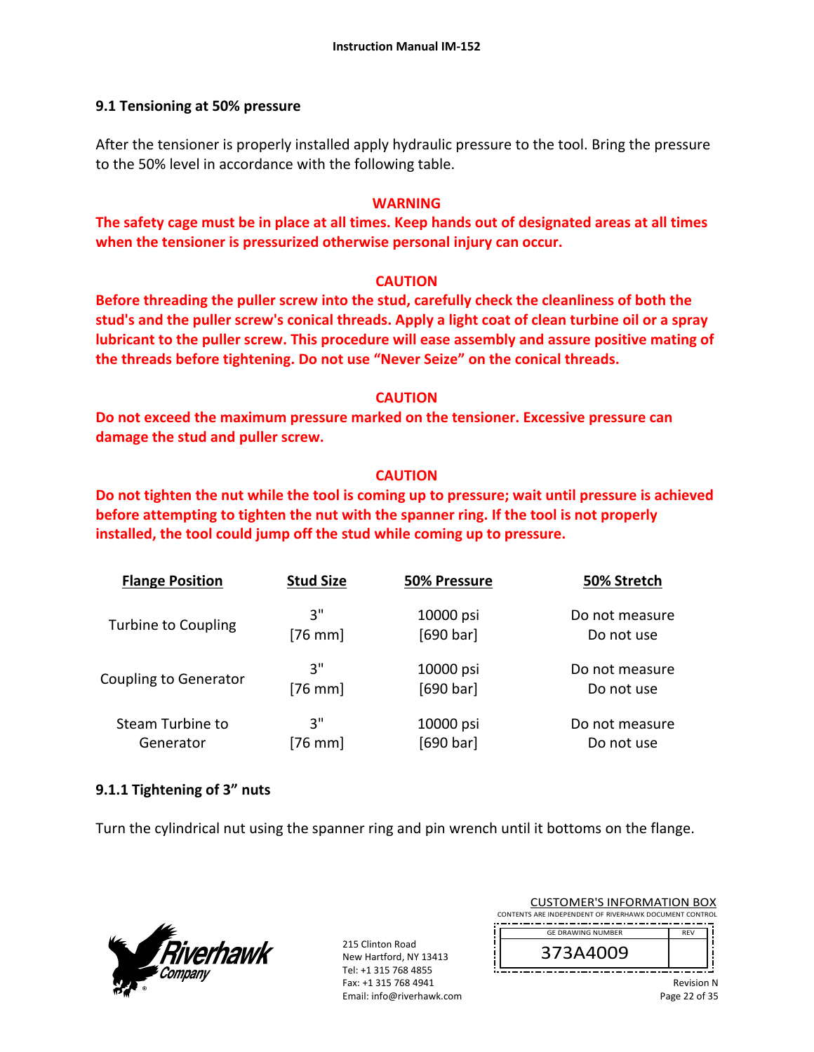## 9.1 Tensioning at 50% pressure

After the tensioner is properly installed apply hydraulic pressure to the tool. Bring the pressure to the 50% level in accordance with the following table.

**WARNING**

**The safety cage must be in place at all times. Keep hands out of designated areas at all times when the tensioner is pressurized otherwise personal injury can occur.**

**CAUTION**

**Before threading the puller screw into the stud, carefully check the cleanliness of both the stud's and the puller screw's conical threads. Apply a light coat of clean turbine oil or a spray lubricant to the puller screw. This procedure will ease assembly and assure positive mating of the threads before tightening. Do not use "Never Seize" on the conical threads.**

**CAUTION**

**Do not exceed the maximum pressure marked on the tensioner. Excessive pressure can damage the stud and puller screw.**

**CAUTION**

**Do not tighten the nut while the tool is coming up to pressure; wait until pressure is achieved before attempting to tighten the nut with the spanner ring. If the tool is not properly installed, the tool could jump off the stud while coming up to pressure.**

| Flange Position | Stud Size | 50% Pressure | 50% Stretch |
|---|---|---|---|
| Turbine to Coupling | 3" [76 mm] | 10000 psi [690 bar] | Do not measure Do not use |
| Coupling to Generator | 3" [76 mm] | 10000 psi [690 bar] | Do not measure Do not use |
| Steam Turbine to Generator | 3" [76 mm] | 10000 psi [690 bar] | Do not measure Do not use |

### 9.1.1 Tightening of 3" nuts

Turn the cylindrical nut using the spanner ring and pin wrench until it bottoms on the flange.

215 Clinton Road
New Hartford, NY 13413
Tel: +1 315 768 4855
Fax: +1 315 768 4941
Email: info@riverhawk.com

CUSTOMER'S INFORMATION BOX
CONTENTS ARE INDEPENDENT OF RIVERHAWK DOCUMENT CONTROL

| GE DRAWING NUMBER | REV |
|---|---|
| 373A4009 | |

Revision N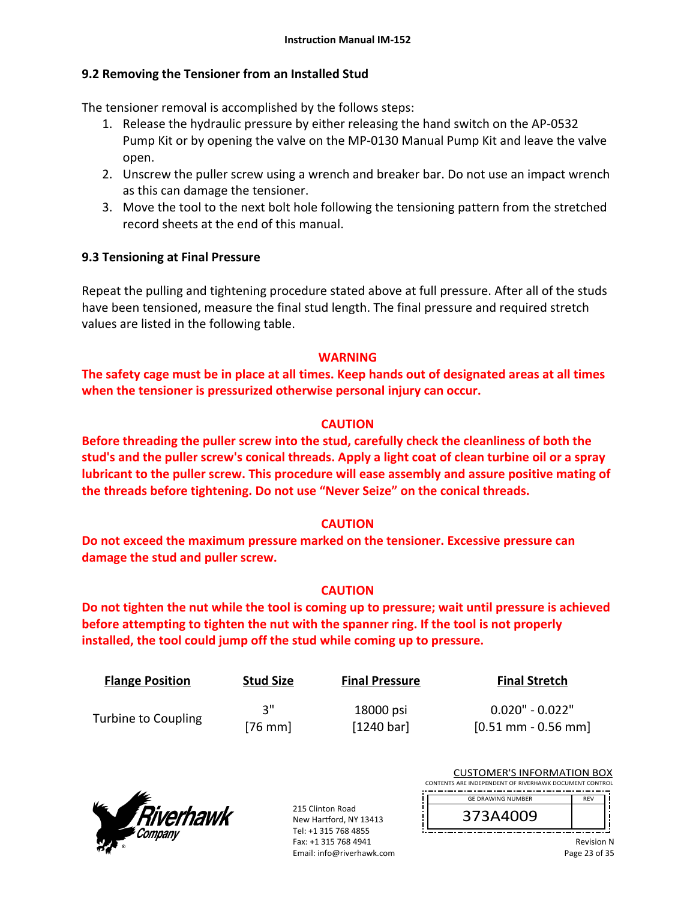## 9.2 Removing the Tensioner from an Installed Stud

The tensioner removal is accomplished by the follows steps:

1. Release the hydraulic pressure by either releasing the hand switch on the AP-0532 Pump Kit or by opening the valve on the MP-0130 Manual Pump Kit and leave the valve open.
2. Unscrew the puller screw using a wrench and breaker bar. Do not use an impact wrench as this can damage the tensioner.
3. Move the tool to the next bolt hole following the tensioning pattern from the stretched record sheets at the end of this manual.

## 9.3 Tensioning at Final Pressure

Repeat the pulling and tightening procedure stated above at full pressure. After all of the studs have been tensioned, measure the final stud length. The final pressure and required stretch values are listed in the following table.

**WARNING**

**The safety cage must be in place at all times. Keep hands out of designated areas at all times when the tensioner is pressurized otherwise personal injury can occur.**

**CAUTION**

**Before threading the puller screw into the stud, carefully check the cleanliness of both the stud's and the puller screw's conical threads. Apply a light coat of clean turbine oil or a spray lubricant to the puller screw. This procedure will ease assembly and assure positive mating of the threads before tightening. Do not use "Never Seize" on the conical threads.**

**CAUTION**

**Do not exceed the maximum pressure marked on the tensioner. Excessive pressure can damage the stud and puller screw.**

**CAUTION**

**Do not tighten the nut while the tool is coming up to pressure; wait until pressure is achieved before attempting to tighten the nut with the spanner ring. If the tool is not properly installed, the tool could jump off the stud while coming up to pressure.**

| Flange Position | Stud Size | Final Pressure | Final Stretch |
|---|---|---|---|
| Turbine to Coupling | 3" [76 mm] | 18000 psi [1240 bar] | 0.020" - 0.022" [0.51 mm - 0.56 mm] |

CUSTOMER'S INFORMATION BOX
CONTENTS ARE INDEPENDENT OF RIVERHAWK DOCUMENT CONTROL

| GE DRAWING NUMBER | REV |
|---|---|
| 373A4009 | |

215 Clinton Road
New Hartford, NY 13413
Tel: +1 315 768 4855
Fax: +1 315 768 4941
Email: info@riverhawk.com

Revision N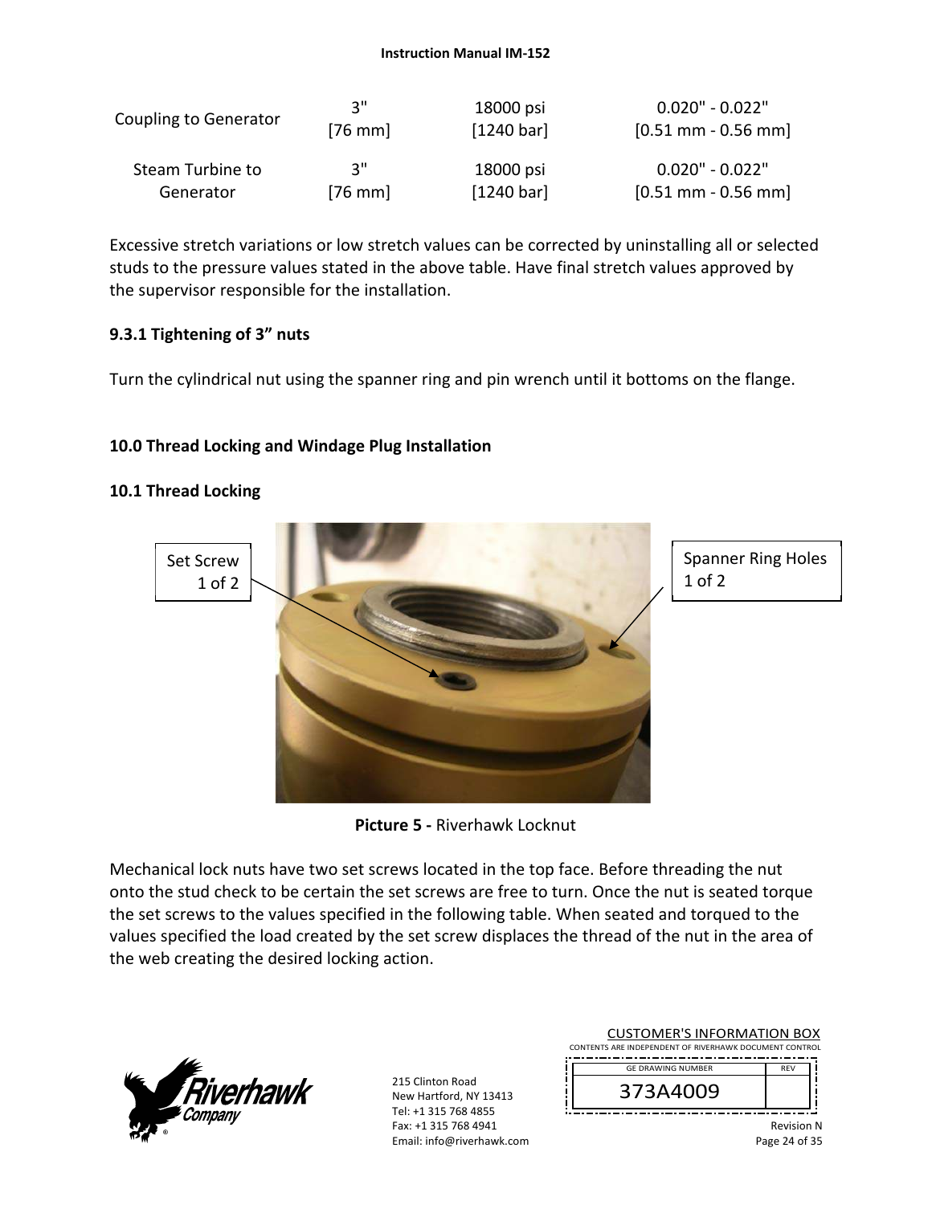| | | | |
|---|---|---|---|
| Coupling to Generator | 3" [76 mm] | 18000 psi [1240 bar] | 0.020" - 0.022" [0.51 mm - 0.56 mm] |
| Steam Turbine to Generator | 3" [76 mm] | 18000 psi [1240 bar] | 0.020" - 0.022" [0.51 mm - 0.56 mm] |

Excessive stretch variations or low stretch values can be corrected by uninstalling all or selected studs to the pressure values stated in the above table. Have final stretch values approved by the supervisor responsible for the installation.

### 9.3.1 Tightening of 3" nuts

Turn the cylindrical nut using the spanner ring and pin wrench until it bottoms on the flange.

## 10.0 Thread Locking and Windage Plug Installation

### 10.1 Thread Locking

Set Screw 1 of 2

Spanner Ring Holes 1 of 2

**Picture 5 -** Riverhawk Locknut

Mechanical lock nuts have two set screws located in the top face. Before threading the nut onto the stud check to be certain the set screws are free to turn. Once the nut is seated torque the set screws to the values specified in the following table. When seated and torqued to the values specified the load created by the set screw displaces the thread of the nut in the area of the web creating the desired locking action.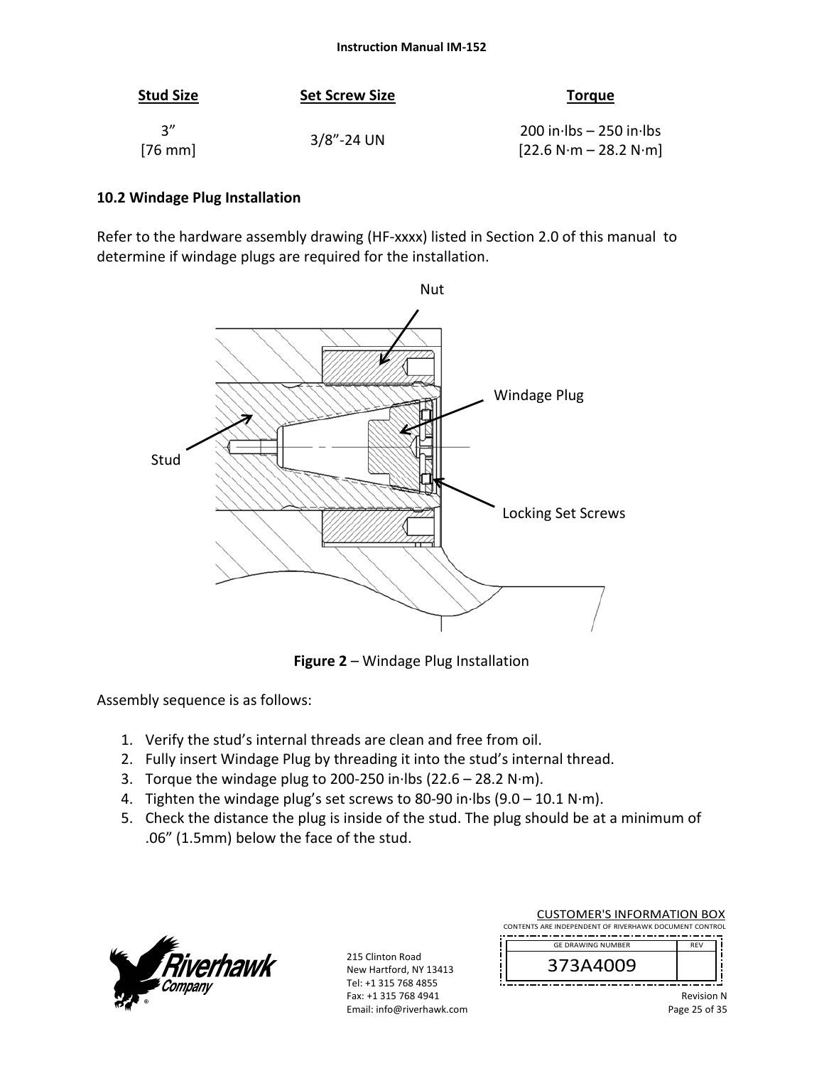| Stud Size | Set Screw Size | Torque |
|---|---|---|
| 3” [76 mm] | 3/8”-24 UN | 200 in·lbs – 250 in·lbs [22.6 N·m – 28.2 N·m] |

**10.2 Windage Plug Installation**

Refer to the hardware assembly drawing (HF-xxxx) listed in Section 2.0 of this manual to determine if windage plugs are required for the installation.

Nut

Windage Plug

Stud

Locking Set Screws

**Figure 2** – Windage Plug Installation

Assembly sequence is as follows:

1. Verify the stud’s internal threads are clean and free from oil.
2. Fully insert Windage Plug by threading it into the stud’s internal thread.
3. Torque the windage plug to 200-250 in·lbs (22.6 – 28.2 N·m).
4. Tighten the windage plug’s set screws to 80-90 in·lbs (9.0 – 10.1 N·m).
5. Check the distance the plug is inside of the stud. The plug should be at a minimum of .06” (1.5mm) below the face of the stud.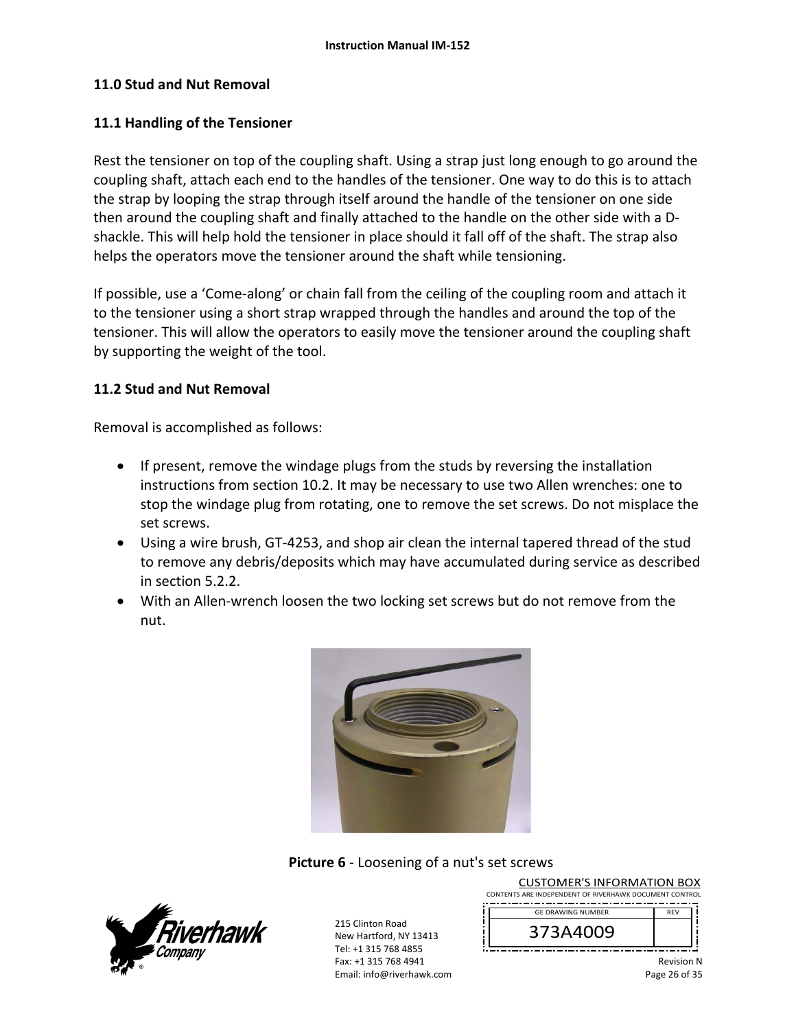## 11.0 Stud and Nut Removal

### 11.1 Handling of the Tensioner

Rest the tensioner on top of the coupling shaft. Using a strap just long enough to go around the coupling shaft, attach each end to the handles of the tensioner. One way to do this is to attach the strap by looping the strap through itself around the handle of the tensioner on one side then around the coupling shaft and finally attached to the handle on the other side with a D-shackle. This will help hold the tensioner in place should it fall off of the shaft. The strap also helps the operators move the tensioner around the shaft while tensioning.

If possible, use a 'Come-along' or chain fall from the ceiling of the coupling room and attach it to the tensioner using a short strap wrapped through the handles and around the top of the tensioner. This will allow the operators to easily move the tensioner around the coupling shaft by supporting the weight of the tool.

### 11.2 Stud and Nut Removal

Removal is accomplished as follows:

- If present, remove the windage plugs from the studs by reversing the installation instructions from section 10.2. It may be necessary to use two Allen wrenches: one to stop the windage plug from rotating, one to remove the set screws. Do not misplace the set screws.
- Using a wire brush, GT-4253, and shop air clean the internal tapered thread of the stud to remove any debris/deposits which may have accumulated during service as described in section 5.2.2.
- With an Allen-wrench loosen the two locking set screws but do not remove from the nut.

**Picture 6** - Loosening of a nut's set screws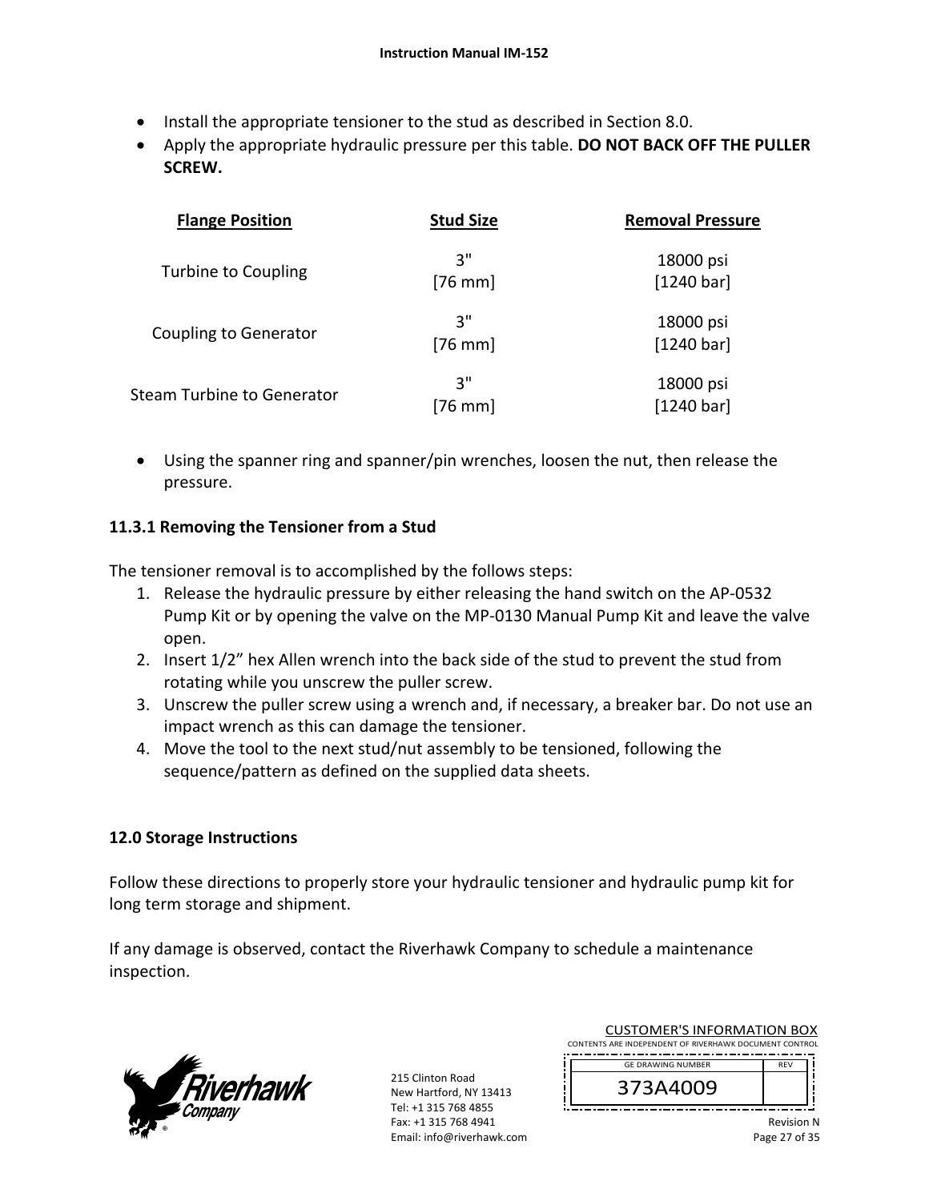- Install the appropriate tensioner to the stud as described in Section 8.0.
- Apply the appropriate hydraulic pressure per this table. **DO NOT BACK OFF THE PULLER SCREW.**

| Flange Position | Stud Size | Removal Pressure |
|---|---|---|
| Turbine to Coupling | 3" [76 mm] | 18000 psi [1240 bar] |
| Coupling to Generator | 3" [76 mm] | 18000 psi [1240 bar] |
| Steam Turbine to Generator | 3" [76 mm] | 18000 psi [1240 bar] |

- Using the spanner ring and spanner/pin wrenches, loosen the nut, then release the pressure.

### 11.3.1 Removing the Tensioner from a Stud

The tensioner removal is to accomplished by the follows steps:

1. Release the hydraulic pressure by either releasing the hand switch on the AP-0532 Pump Kit or by opening the valve on the MP-0130 Manual Pump Kit and leave the valve open.
2. Insert 1/2" hex Allen wrench into the back side of the stud to prevent the stud from rotating while you unscrew the puller screw.
3. Unscrew the puller screw using a wrench and, if necessary, a breaker bar. Do not use an impact wrench as this can damage the tensioner.
4. Move the tool to the next stud/nut assembly to be tensioned, following the sequence/pattern as defined on the supplied data sheets.

## 12.0 Storage Instructions

Follow these directions to properly store your hydraulic tensioner and hydraulic pump kit for long term storage and shipment.

If any damage is observed, contact the Riverhawk Company to schedule a maintenance inspection.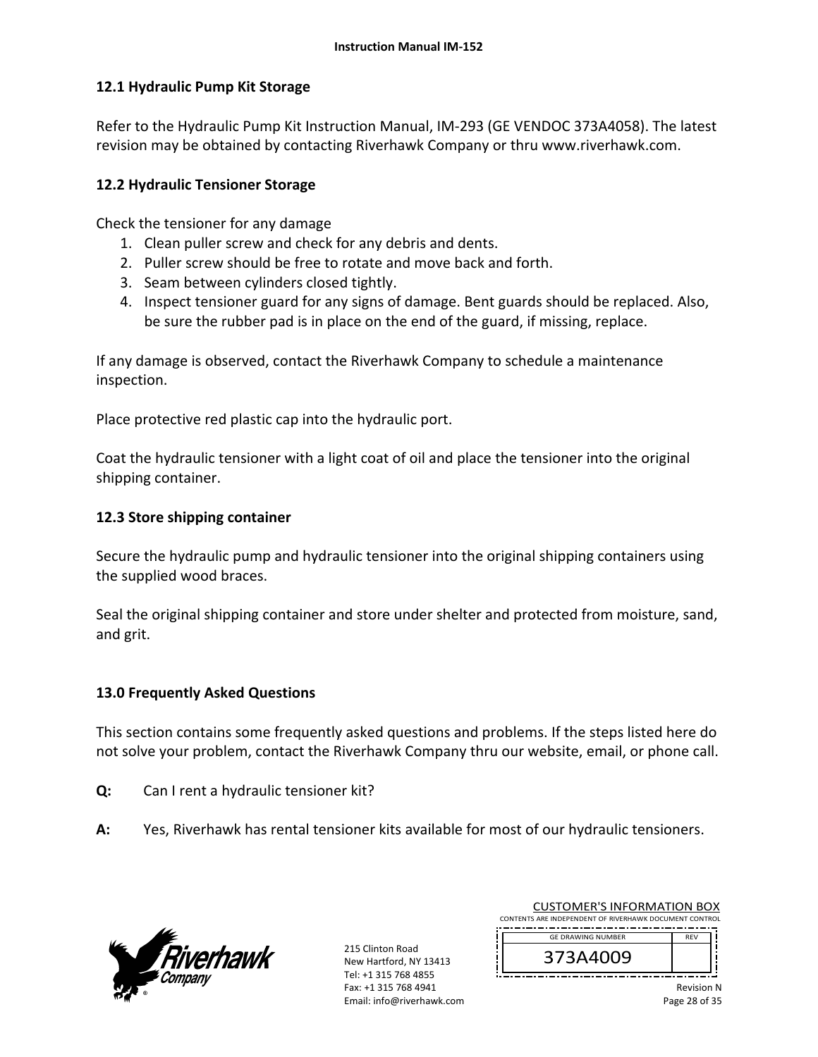## 12.1 Hydraulic Pump Kit Storage

Refer to the Hydraulic Pump Kit Instruction Manual, IM-293 (GE VENDOC 373A4058). The latest revision may be obtained by contacting Riverhawk Company or thru www.riverhawk.com.

## 12.2 Hydraulic Tensioner Storage

Check the tensioner for any damage

1. Clean puller screw and check for any debris and dents.
2. Puller screw should be free to rotate and move back and forth.
3. Seam between cylinders closed tightly.
4. Inspect tensioner guard for any signs of damage. Bent guards should be replaced. Also, be sure the rubber pad is in place on the end of the guard, if missing, replace.

If any damage is observed, contact the Riverhawk Company to schedule a maintenance inspection.

Place protective red plastic cap into the hydraulic port.

Coat the hydraulic tensioner with a light coat of oil and place the tensioner into the original shipping container.

## 12.3 Store shipping container

Secure the hydraulic pump and hydraulic tensioner into the original shipping containers using the supplied wood braces.

Seal the original shipping container and store under shelter and protected from moisture, sand, and grit.

# 13.0 Frequently Asked Questions

This section contains some frequently asked questions and problems. If the steps listed here do not solve your problem, contact the Riverhawk Company thru our website, email, or phone call.

**Q:** Can I rent a hydraulic tensioner kit?

**A:** Yes, Riverhawk has rental tensioner kits available for most of our hydraulic tensioners.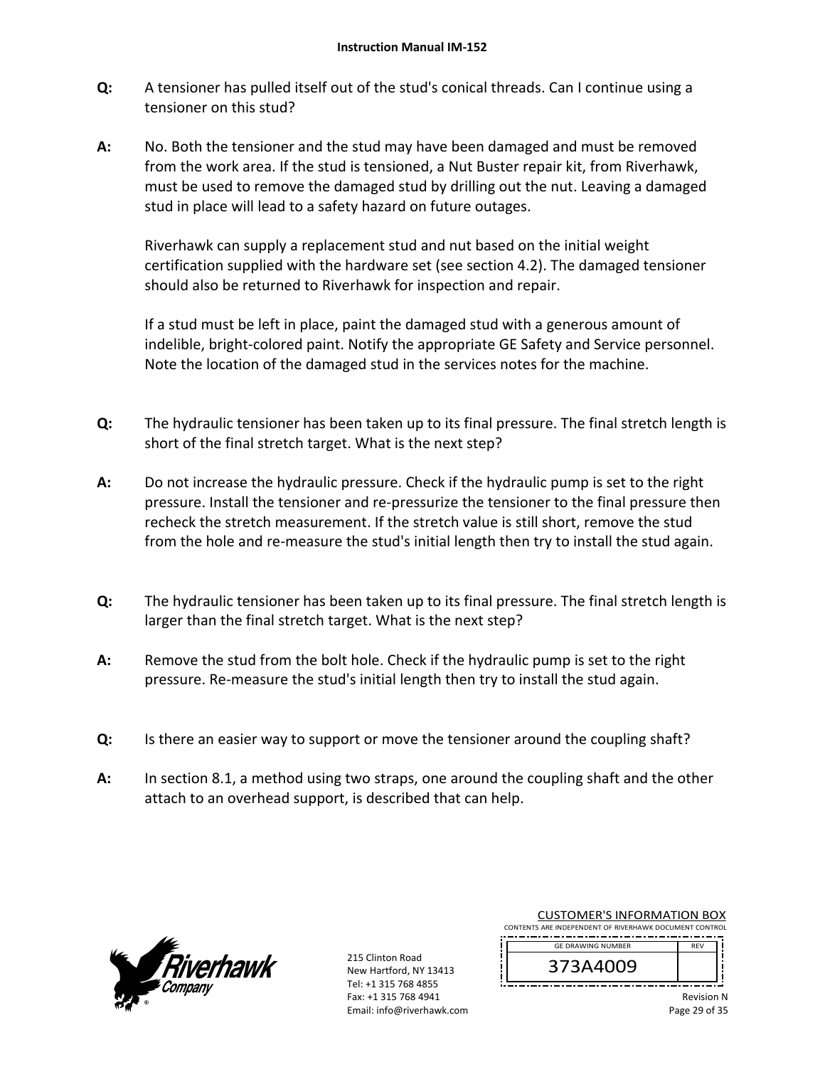**Q:** A tensioner has pulled itself out of the stud's conical threads. Can I continue using a tensioner on this stud?

**A:** No. Both the tensioner and the stud may have been damaged and must be removed from the work area. If the stud is tensioned, a Nut Buster repair kit, from Riverhawk, must be used to remove the damaged stud by drilling out the nut. Leaving a damaged stud in place will lead to a safety hazard on future outages.

Riverhawk can supply a replacement stud and nut based on the initial weight certification supplied with the hardware set (see section 4.2). The damaged tensioner should also be returned to Riverhawk for inspection and repair.

If a stud must be left in place, paint the damaged stud with a generous amount of indelible, bright-colored paint. Notify the appropriate GE Safety and Service personnel. Note the location of the damaged stud in the services notes for the machine.

**Q:** The hydraulic tensioner has been taken up to its final pressure. The final stretch length is short of the final stretch target. What is the next step?

**A:** Do not increase the hydraulic pressure. Check if the hydraulic pump is set to the right pressure. Install the tensioner and re-pressurize the tensioner to the final pressure then recheck the stretch measurement. If the stretch value is still short, remove the stud from the hole and re-measure the stud's initial length then try to install the stud again.

**Q:** The hydraulic tensioner has been taken up to its final pressure. The final stretch length is larger than the final stretch target. What is the next step?

**A:** Remove the stud from the bolt hole. Check if the hydraulic pump is set to the right pressure. Re-measure the stud's initial length then try to install the stud again.

**Q:** Is there an easier way to support or move the tensioner around the coupling shaft?

**A:** In section 8.1, a method using two straps, one around the coupling shaft and the other attach to an overhead support, is described that can help.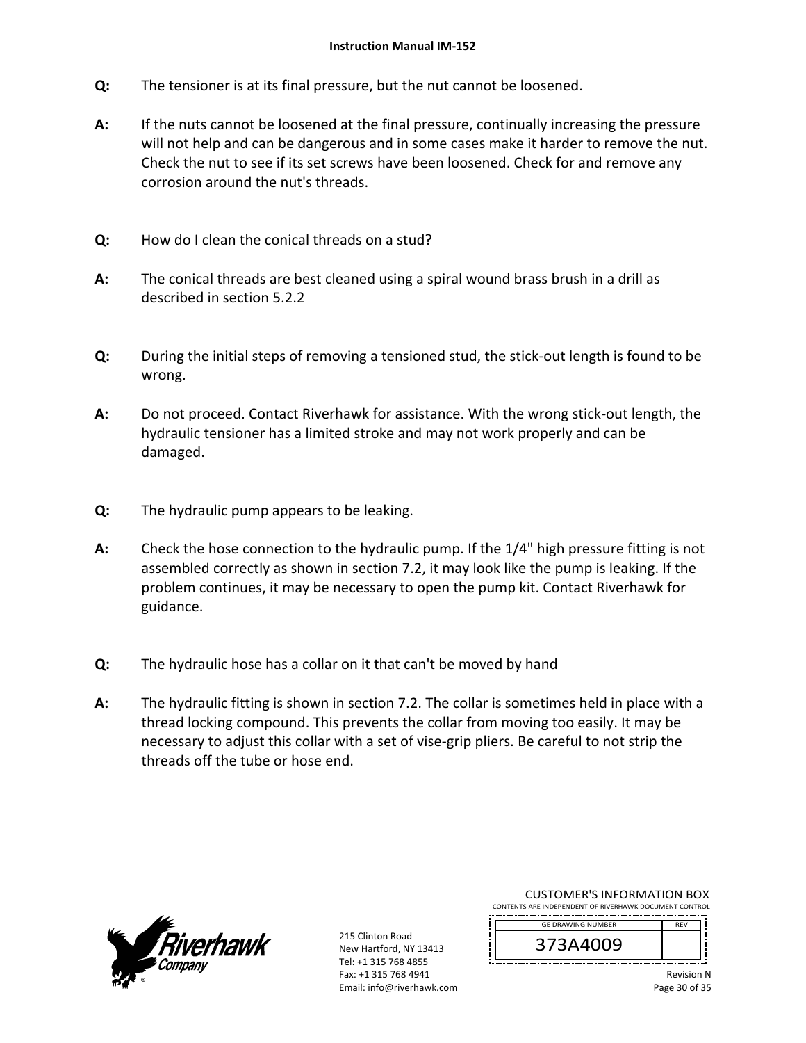**Q:** The tensioner is at its final pressure, but the nut cannot be loosened.

**A:** If the nuts cannot be loosened at the final pressure, continually increasing the pressure will not help and can be dangerous and in some cases make it harder to remove the nut. Check the nut to see if its set screws have been loosened. Check for and remove any corrosion around the nut's threads.

**Q:** How do I clean the conical threads on a stud?

**A:** The conical threads are best cleaned using a spiral wound brass brush in a drill as described in section 5.2.2

**Q:** During the initial steps of removing a tensioned stud, the stick-out length is found to be wrong.

**A:** Do not proceed. Contact Riverhawk for assistance. With the wrong stick-out length, the hydraulic tensioner has a limited stroke and may not work properly and can be damaged.

**Q:** The hydraulic pump appears to be leaking.

**A:** Check the hose connection to the hydraulic pump. If the 1/4" high pressure fitting is not assembled correctly as shown in section 7.2, it may look like the pump is leaking. If the problem continues, it may be necessary to open the pump kit. Contact Riverhawk for guidance.

**Q:** The hydraulic hose has a collar on it that can't be moved by hand

**A:** The hydraulic fitting is shown in section 7.2. The collar is sometimes held in place with a thread locking compound. This prevents the collar from moving too easily. It may be necessary to adjust this collar with a set of vise-grip pliers. Be careful to not strip the threads off the tube or hose end.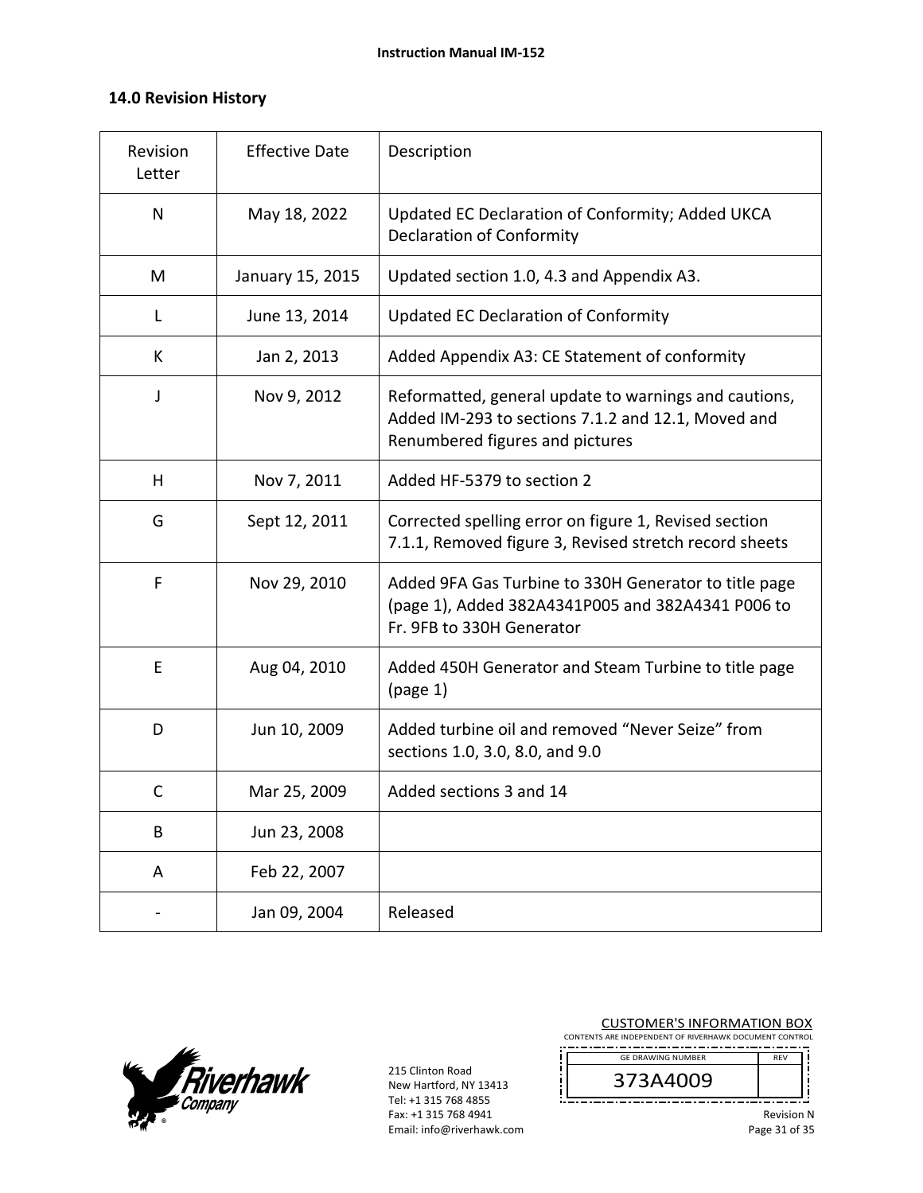## 14.0 Revision History

| Revision Letter | Effective Date | Description |
|---|---|---|
| N | May 18, 2022 | Updated EC Declaration of Conformity; Added UKCA Declaration of Conformity |
| M | January 15, 2015 | Updated section 1.0, 4.3 and Appendix A3. |
| L | June 13, 2014 | Updated EC Declaration of Conformity |
| K | Jan 2, 2013 | Added Appendix A3: CE Statement of conformity |
| J | Nov 9, 2012 | Reformatted, general update to warnings and cautions, Added IM-293 to sections 7.1.2 and 12.1, Moved and Renumbered figures and pictures |
| H | Nov 7, 2011 | Added HF-5379 to section 2 |
| G | Sept 12, 2011 | Corrected spelling error on figure 1, Revised section 7.1.1, Removed figure 3, Revised stretch record sheets |
| F | Nov 29, 2010 | Added 9FA Gas Turbine to 330H Generator to title page (page 1), Added 382A4341P005 and 382A4341 P006 to Fr. 9FB to 330H Generator |
| E | Aug 04, 2010 | Added 450H Generator and Steam Turbine to title page (page 1) |
| D | Jun 10, 2009 | Added turbine oil and removed "Never Seize" from sections 1.0, 3.0, 8.0, and 9.0 |
| C | Mar 25, 2009 | Added sections 3 and 14 |
| B | Jun 23, 2008 | |
| A | Feb 22, 2007 | |
| - | Jan 09, 2004 | Released |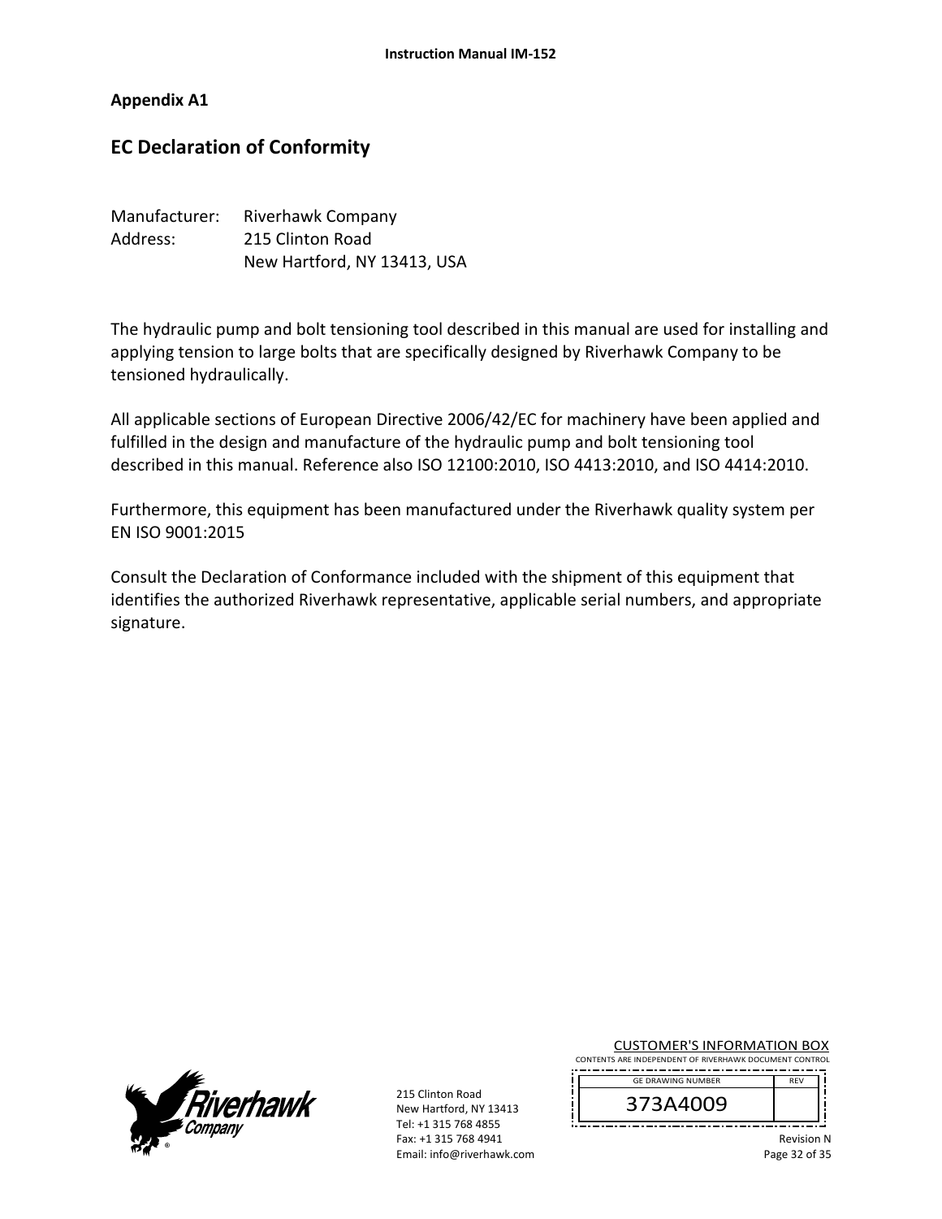## Appendix A1

# EC Declaration of Conformity

Manufacturer: Riverhawk Company
Address: 215 Clinton Road
New Hartford, NY 13413, USA

The hydraulic pump and bolt tensioning tool described in this manual are used for installing and applying tension to large bolts that are specifically designed by Riverhawk Company to be tensioned hydraulically.

All applicable sections of European Directive 2006/42/EC for machinery have been applied and fulfilled in the design and manufacture of the hydraulic pump and bolt tensioning tool described in this manual. Reference also ISO 12100:2010, ISO 4413:2010, and ISO 4414:2010.

Furthermore, this equipment has been manufactured under the Riverhawk quality system per EN ISO 9001:2015

Consult the Declaration of Conformance included with the shipment of this equipment that identifies the authorized Riverhawk representative, applicable serial numbers, and appropriate signature.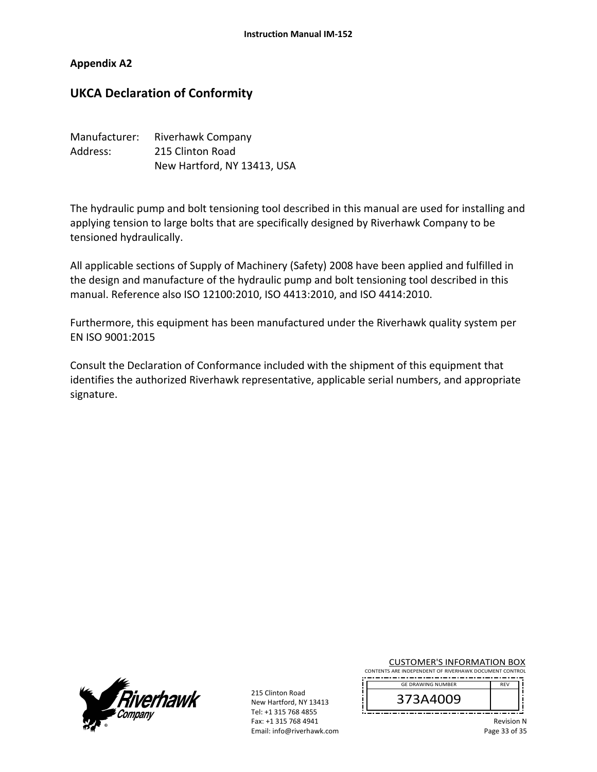## Appendix A2

# UKCA Declaration of Conformity

Manufacturer: Riverhawk Company
Address: 215 Clinton Road
New Hartford, NY 13413, USA

The hydraulic pump and bolt tensioning tool described in this manual are used for installing and applying tension to large bolts that are specifically designed by Riverhawk Company to be tensioned hydraulically.

All applicable sections of Supply of Machinery (Safety) 2008 have been applied and fulfilled in the design and manufacture of the hydraulic pump and bolt tensioning tool described in this manual. Reference also ISO 12100:2010, ISO 4413:2010, and ISO 4414:2010.

Furthermore, this equipment has been manufactured under the Riverhawk quality system per EN ISO 9001:2015

Consult the Declaration of Conformance included with the shipment of this equipment that identifies the authorized Riverhawk representative, applicable serial numbers, and appropriate signature.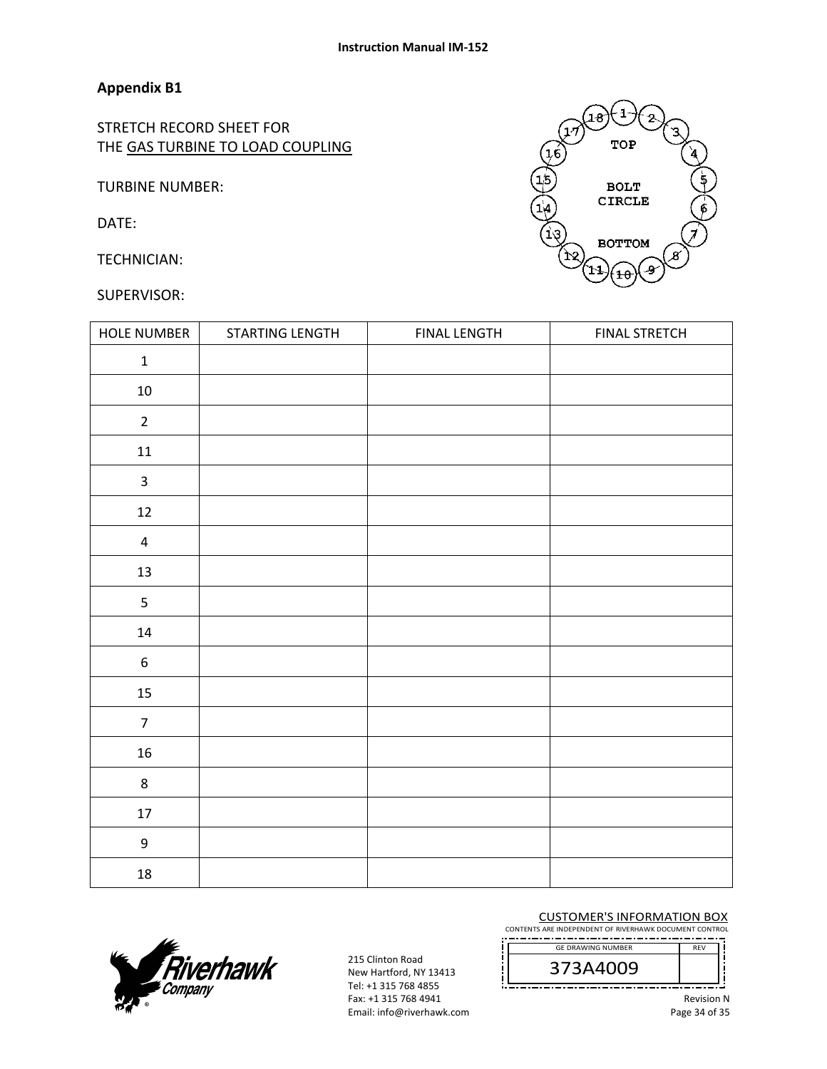## Appendix B1

STRETCH RECORD SHEET FOR
THE GAS TURBINE TO LOAD COUPLING

TURBINE NUMBER:

DATE:

TECHNICIAN:

SUPERVISOR:

18 1 2 3 4 5 6 7 8 9 10 11 12 13 14 15 16 17

TOP

BOLT CIRCLE

BOTTOM

| HOLE NUMBER | STARTING LENGTH | FINAL LENGTH | FINAL STRETCH |
|---|---|---|---|
| 1 | | | |
| 10 | | | |
| 2 | | | |
| 11 | | | |
| 3 | | | |
| 12 | | | |
| 4 | | | |
| 13 | | | |
| 5 | | | |
| 14 | | | |
| 6 | | | |
| 15 | | | |
| 7 | | | |
| 16 | | | |
| 8 | | | |
| 17 | | | |
| 9 | | | |
| 18 | | | |

Riverhawk Company

215 Clinton Road
New Hartford, NY 13413
Tel: +1 315 768 4855
Fax: +1 315 768 4941
Email: info@riverhawk.com

CUSTOMER'S INFORMATION BOX
CONTENTS ARE INDEPENDENT OF RIVERHAWK DOCUMENT CONTROL

| GE DRAWING NUMBER | REV |
|---|---|
| 373A4009 | |

Revision N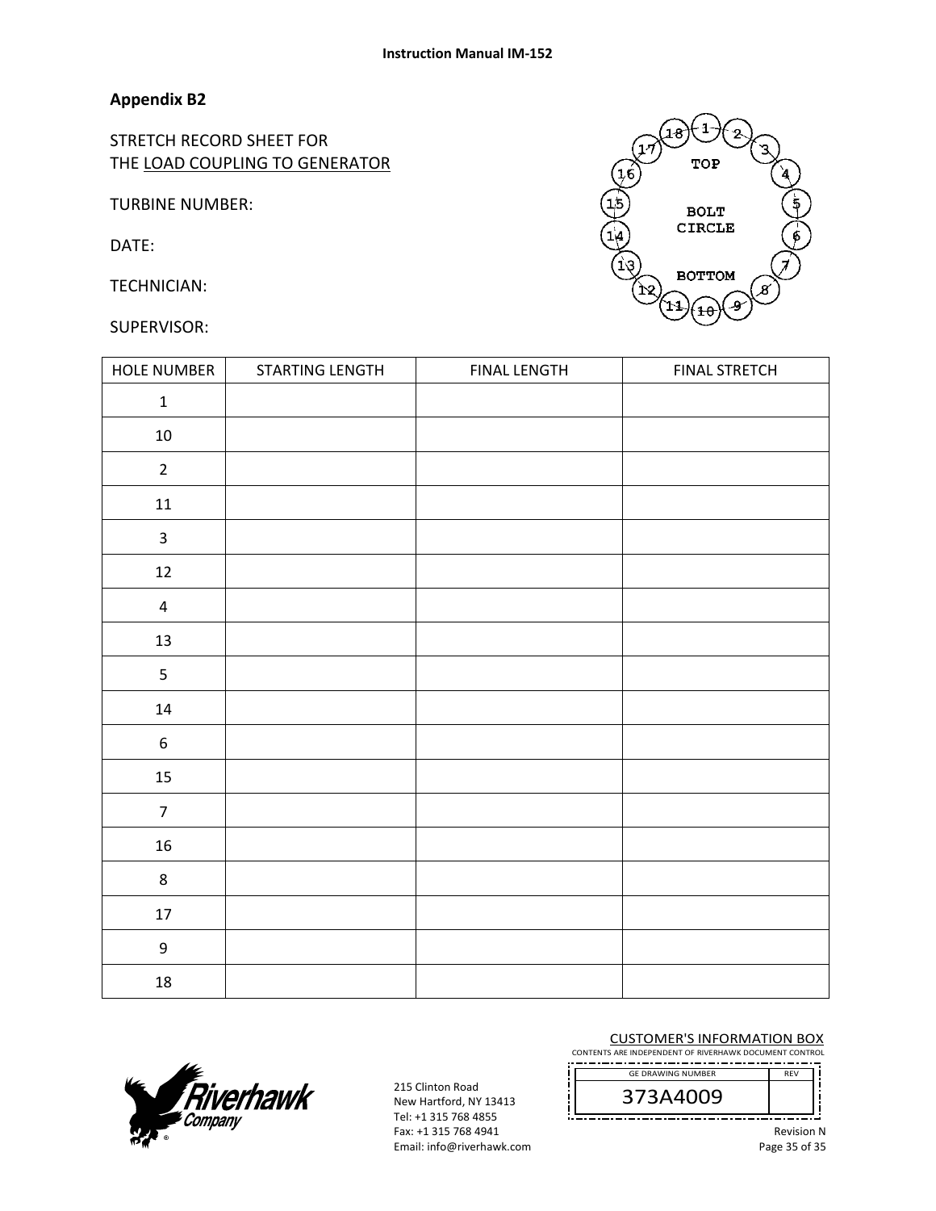## Appendix B2

STRETCH RECORD SHEET FOR
THE LOAD COUPLING TO GENERATOR

TURBINE NUMBER:

DATE:

TECHNICIAN:

SUPERVISOR:

18 1 2 3 4 5 6 7 8 9 10 11 12 13 14 15 16 17
TOP
BOLT CIRCLE
BOTTOM

| HOLE NUMBER | STARTING LENGTH | FINAL LENGTH | FINAL STRETCH |
|---|---|---|---|
| 1 | | | |
| 10 | | | |
| 2 | | | |
| 11 | | | |
| 3 | | | |
| 12 | | | |
| 4 | | | |
| 13 | | | |
| 5 | | | |
| 14 | | | |
| 6 | | | |
| 15 | | | |
| 7 | | | |
| 16 | | | |
| 8 | | | |
| 17 | | | |
| 9 | | | |
| 18 | | | |

215 Clinton Road
New Hartford, NY 13413
Tel: +1 315 768 4855
Fax: +1 315 768 4941
Email: info@riverhawk.com

CUSTOMER'S INFORMATION BOX
CONTENTS ARE INDEPENDENT OF RIVERHAWK DOCUMENT CONTROL

| GE DRAWING NUMBER | REV |
|---|---|
| 373A4009 | |

Revision N